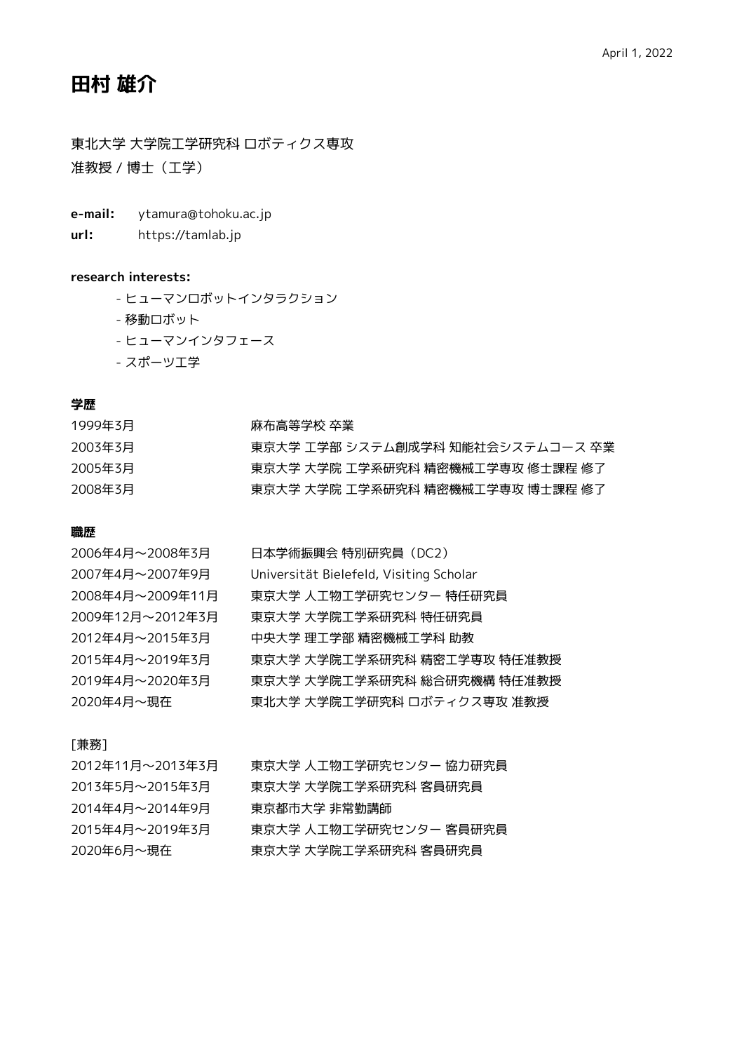April 1, 2022

# 田村 雄介

東北大学 大学院工学研究科 ロボティクス専攻
准教授 / 博士（工学）

**e-mail:** ytamura@tohoku.ac.jp
**url:** https://tamlab.jp

**research interests:**

- ヒューマンロボットインタラクション
- 移動ロボット
- ヒューマンインタフェース
- スポーツ工学

## 学歴

| | |
|---|---|
| 1999年3月 | 麻布高等学校 卒業 |
| 2003年3月 | 東京大学 工学部 システム創成学科 知能社会システムコース 卒業 |
| 2005年3月 | 東京大学 大学院 工学系研究科 精密機械工学専攻 修士課程 修了 |
| 2008年3月 | 東京大学 大学院 工学系研究科 精密機械工学専攻 博士課程 修了 |

## 職歴

| | |
|---|---|
| 2006年4月〜2008年3月 | 日本学術振興会 特別研究員（DC2） |
| 2007年4月〜2007年9月 | Universität Bielefeld, Visiting Scholar |
| 2008年4月〜2009年11月 | 東京大学 人工物工学研究センター 特任研究員 |
| 2009年12月〜2012年3月 | 東京大学 大学院工学系研究科 特任研究員 |
| 2012年4月〜2015年3月 | 中央大学 理工学部 精密機械工学科 助教 |
| 2015年4月〜2019年3月 | 東京大学 大学院工学系研究科 精密工学専攻 特任准教授 |
| 2019年4月〜2020年3月 | 東京大学 大学院工学系研究科 総合研究機構 特任准教授 |
| 2020年4月〜現在 | 東北大学 大学院工学研究科 ロボティクス専攻 准教授 |

[兼務]

| | |
|---|---|
| 2012年11月〜2013年3月 | 東京大学 人工物工学研究センター 協力研究員 |
| 2013年5月〜2015年3月 | 東京大学 大学院工学系研究科 客員研究員 |
| 2014年4月〜2014年9月 | 東京都市大学 非常勤講師 |
| 2015年4月〜2019年3月 | 東京大学 人工物工学研究センター 客員研究員 |
| 2020年6月〜現在 | 東京大学 大学院工学系研究科 客員研究員 |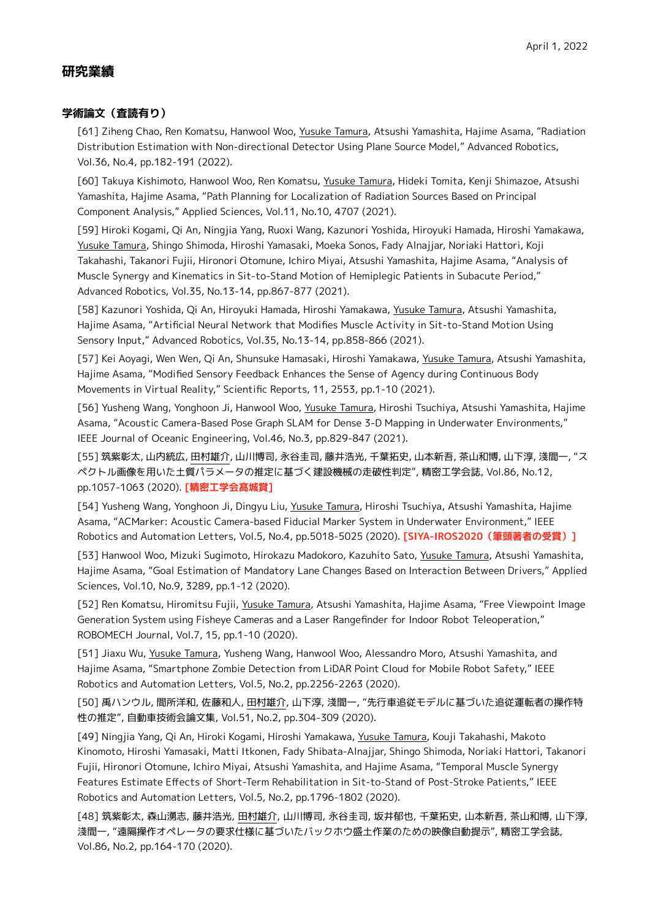April 1, 2022

# 研究業績

## 学術論文（査読有り）

[61] Ziheng Chao, Ren Komatsu, Hanwool Woo, Yusuke Tamura, Atsushi Yamashita, Hajime Asama, "Radiation Distribution Estimation with Non-directional Detector Using Plane Source Model," Advanced Robotics, Vol.36, No.4, pp.182-191 (2022).

[60] Takuya Kishimoto, Hanwool Woo, Ren Komatsu, Yusuke Tamura, Hideki Tomita, Kenji Shimazoe, Atsushi Yamashita, Hajime Asama, "Path Planning for Localization of Radiation Sources Based on Principal Component Analysis," Applied Sciences, Vol.11, No.10, 4707 (2021).

[59] Hiroki Kogami, Qi An, Ningjia Yang, Ruoxi Wang, Kazunori Yoshida, Hiroyuki Hamada, Hiroshi Yamakawa, Yusuke Tamura, Shingo Shimoda, Hiroshi Yamasaki, Moeka Sonos, Fady Alnajjar, Noriaki Hattori, Koji Takahashi, Takanori Fujii, Hironori Otomune, Ichiro Miyai, Atsushi Yamashita, Hajime Asama, "Analysis of Muscle Synergy and Kinematics in Sit-to-Stand Motion of Hemiplegic Patients in Subacute Period," Advanced Robotics, Vol.35, No.13-14, pp.867-877 (2021).

[58] Kazunori Yoshida, Qi An, Hiroyuki Hamada, Hiroshi Yamakawa, Yusuke Tamura, Atsushi Yamashita, Hajime Asama, "Artificial Neural Network that Modifies Muscle Activity in Sit-to-Stand Motion Using Sensory Input," Advanced Robotics, Vol.35, No.13-14, pp.858-866 (2021).

[57] Kei Aoyagi, Wen Wen, Qi An, Shunsuke Hamasaki, Hiroshi Yamakawa, Yusuke Tamura, Atsushi Yamashita, Hajime Asama, "Modified Sensory Feedback Enhances the Sense of Agency during Continuous Body Movements in Virtual Reality," Scientific Reports, 11, 2553, pp.1-10 (2021).

[56] Yusheng Wang, Yonghoon Ji, Hanwool Woo, Yusuke Tamura, Hiroshi Tsuchiya, Atsushi Yamashita, Hajime Asama, "Acoustic Camera-Based Pose Graph SLAM for Dense 3-D Mapping in Underwater Environments," IEEE Journal of Oceanic Engineering, Vol.46, No.3, pp.829-847 (2021).

[55] 筑紫彰太, 山内統広, 田村雄介, 山川博司, 永谷圭司, 藤井浩光, 千葉拓史, 山本新吾, 茶山和博, 山下淳, 淺間一, "スペクトル画像を用いた土質パラメータの推定に基づく建設機械の走破性判定", 精密工学会誌, Vol.86, No.12, pp.1057-1063 (2020). **[精密工学会高城賞]**

[54] Yusheng Wang, Yonghoon Ji, Dingyu Liu, Yusuke Tamura, Hiroshi Tsuchiya, Atsushi Yamashita, Hajime Asama, "ACMarker: Acoustic Camera-based Fiducial Marker System in Underwater Environment," IEEE Robotics and Automation Letters, Vol.5, No.4, pp.5018-5025 (2020). **[SIYA-IROS2020（筆頭著者の受賞）]**

[53] Hanwool Woo, Mizuki Sugimoto, Hirokazu Madokoro, Kazuhito Sato, Yusuke Tamura, Atsushi Yamashita, Hajime Asama, "Goal Estimation of Mandatory Lane Changes Based on Interaction Between Drivers," Applied Sciences, Vol.10, No.9, 3289, pp.1-12 (2020).

[52] Ren Komatsu, Hiromitsu Fujii, Yusuke Tamura, Atsushi Yamashita, Hajime Asama, "Free Viewpoint Image Generation System using Fisheye Cameras and a Laser Rangefinder for Indoor Robot Teleoperation," ROBOMECH Journal, Vol.7, 15, pp.1-10 (2020).

[51] Jiaxu Wu, Yusuke Tamura, Yusheng Wang, Hanwool Woo, Alessandro Moro, Atsushi Yamashita, and Hajime Asama, "Smartphone Zombie Detection from LiDAR Point Cloud for Mobile Robot Safety," IEEE Robotics and Automation Letters, Vol.5, No.2, pp.2256-2263 (2020).

[50] 禹ハンウル, 間所洋和, 佐藤和人, 田村雄介, 山下淳, 淺間一, "先行車追従モデルに基づいた追従運転者の操作特性の推定", 自動車技術会論文集, Vol.51, No.2, pp.304-309 (2020).

[49] Ningjia Yang, Qi An, Hiroki Kogami, Hiroshi Yamakawa, Yusuke Tamura, Kouji Takahashi, Makoto Kinomoto, Hiroshi Yamasaki, Matti Itkonen, Fady Shibata-Alnajjar, Shingo Shimoda, Noriaki Hattori, Takanori Fujii, Hironori Otomune, Ichiro Miyai, Atsushi Yamashita, and Hajime Asama, "Temporal Muscle Synergy Features Estimate Effects of Short-Term Rehabilitation in Sit-to-Stand of Post-Stroke Patients," IEEE Robotics and Automation Letters, Vol.5, No.2, pp.1796-1802 (2020).

[48] 筑紫彰太, 森山湧志, 藤井浩光, 田村雄介, 山川博司, 永谷圭司, 坂井郁也, 千葉拓史, 山本新吾, 茶山和博, 山下淳, 淺間一, "遠隔操作オペレータの要求仕様に基づいたバックホウ盛土作業のための映像自動提示", 精密工学会誌, Vol.86, No.2, pp.164-170 (2020).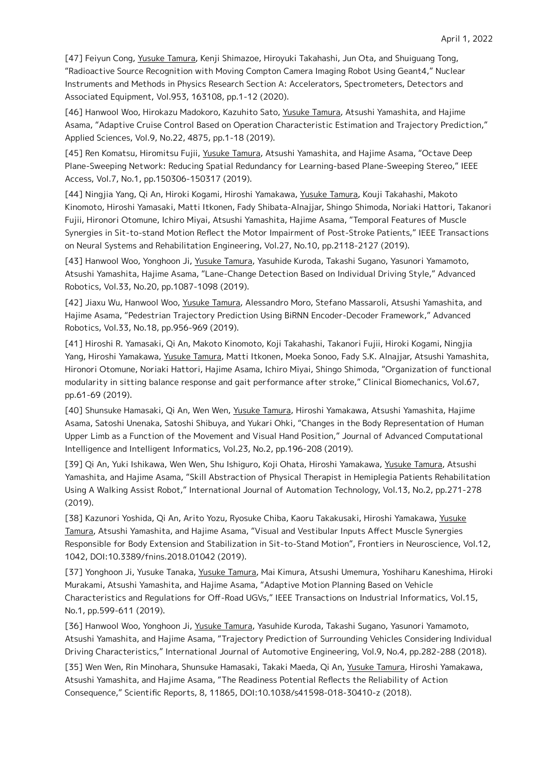[47] Feiyun Cong, Yusuke Tamura, Kenji Shimazoe, Hiroyuki Takahashi, Jun Ota, and Shuiguang Tong, "Radioactive Source Recognition with Moving Compton Camera Imaging Robot Using Geant4," Nuclear Instruments and Methods in Physics Research Section A: Accelerators, Spectrometers, Detectors and Associated Equipment, Vol.953, 163108, pp.1-12 (2020).

[46] Hanwool Woo, Hirokazu Madokoro, Kazuhito Sato, Yusuke Tamura, Atsushi Yamashita, and Hajime Asama, "Adaptive Cruise Control Based on Operation Characteristic Estimation and Trajectory Prediction," Applied Sciences, Vol.9, No.22, 4875, pp.1-18 (2019).

[45] Ren Komatsu, Hiromitsu Fujii, Yusuke Tamura, Atsushi Yamashita, and Hajime Asama, "Octave Deep Plane-Sweeping Network: Reducing Spatial Redundancy for Learning-based Plane-Sweeping Stereo," IEEE Access, Vol.7, No.1, pp.150306-150317 (2019).

[44] Ningjia Yang, Qi An, Hiroki Kogami, Hiroshi Yamakawa, Yusuke Tamura, Kouji Takahashi, Makoto Kinomoto, Hiroshi Yamasaki, Matti Itkonen, Fady Shibata-Alnajjar, Shingo Shimoda, Noriaki Hattori, Takanori Fujii, Hironori Otomune, Ichiro Miyai, Atsushi Yamashita, Hajime Asama, "Temporal Features of Muscle Synergies in Sit-to-stand Motion Reflect the Motor Impairment of Post-Stroke Patients," IEEE Transactions on Neural Systems and Rehabilitation Engineering, Vol.27, No.10, pp.2118-2127 (2019).

[43] Hanwool Woo, Yonghoon Ji, Yusuke Tamura, Yasuhide Kuroda, Takashi Sugano, Yasunori Yamamoto, Atsushi Yamashita, Hajime Asama, "Lane-Change Detection Based on Individual Driving Style," Advanced Robotics, Vol.33, No.20, pp.1087-1098 (2019).

[42] Jiaxu Wu, Hanwool Woo, Yusuke Tamura, Alessandro Moro, Stefano Massaroli, Atsushi Yamashita, and Hajime Asama, "Pedestrian Trajectory Prediction Using BiRNN Encoder-Decoder Framework," Advanced Robotics, Vol.33, No.18, pp.956-969 (2019).

[41] Hiroshi R. Yamasaki, Qi An, Makoto Kinomoto, Koji Takahashi, Takanori Fujii, Hiroki Kogami, Ningjia Yang, Hiroshi Yamakawa, Yusuke Tamura, Matti Itkonen, Moeka Sonoo, Fady S.K. Alnajjar, Atsushi Yamashita, Hironori Otomune, Noriaki Hattori, Hajime Asama, Ichiro Miyai, Shingo Shimoda, "Organization of functional modularity in sitting balance response and gait performance after stroke," Clinical Biomechanics, Vol.67, pp.61-69 (2019).

[40] Shunsuke Hamasaki, Qi An, Wen Wen, Yusuke Tamura, Hiroshi Yamakawa, Atsushi Yamashita, Hajime Asama, Satoshi Unenaka, Satoshi Shibuya, and Yukari Ohki, "Changes in the Body Representation of Human Upper Limb as a Function of the Movement and Visual Hand Position," Journal of Advanced Computational Intelligence and Intelligent Informatics, Vol.23, No.2, pp.196-208 (2019).

[39] Qi An, Yuki Ishikawa, Wen Wen, Shu Ishiguro, Koji Ohata, Hiroshi Yamakawa, Yusuke Tamura, Atsushi Yamashita, and Hajime Asama, "Skill Abstraction of Physical Therapist in Hemiplegia Patients Rehabilitation Using A Walking Assist Robot," International Journal of Automation Technology, Vol.13, No.2, pp.271-278 (2019).

[38] Kazunori Yoshida, Qi An, Arito Yozu, Ryosuke Chiba, Kaoru Takakusaki, Hiroshi Yamakawa, Yusuke Tamura, Atsushi Yamashita, and Hajime Asama, "Visual and Vestibular Inputs Affect Muscle Synergies Responsible for Body Extension and Stabilization in Sit-to-Stand Motion", Frontiers in Neuroscience, Vol.12, 1042, DOI:10.3389/fnins.2018.01042 (2019).

[37] Yonghoon Ji, Yusuke Tanaka, Yusuke Tamura, Mai Kimura, Atsushi Umemura, Yoshiharu Kaneshima, Hiroki Murakami, Atsushi Yamashita, and Hajime Asama, "Adaptive Motion Planning Based on Vehicle Characteristics and Regulations for Off-Road UGVs," IEEE Transactions on Industrial Informatics, Vol.15, No.1, pp.599-611 (2019).

[36] Hanwool Woo, Yonghoon Ji, Yusuke Tamura, Yasuhide Kuroda, Takashi Sugano, Yasunori Yamamoto, Atsushi Yamashita, and Hajime Asama, "Trajectory Prediction of Surrounding Vehicles Considering Individual Driving Characteristics," International Journal of Automotive Engineering, Vol.9, No.4, pp.282-288 (2018).

[35] Wen Wen, Rin Minohara, Shunsuke Hamasaki, Takaki Maeda, Qi An, Yusuke Tamura, Hiroshi Yamakawa, Atsushi Yamashita, and Hajime Asama, "The Readiness Potential Reflects the Reliability of Action Consequence," Scientific Reports, 8, 11865, DOI:10.1038/s41598-018-30410-z (2018).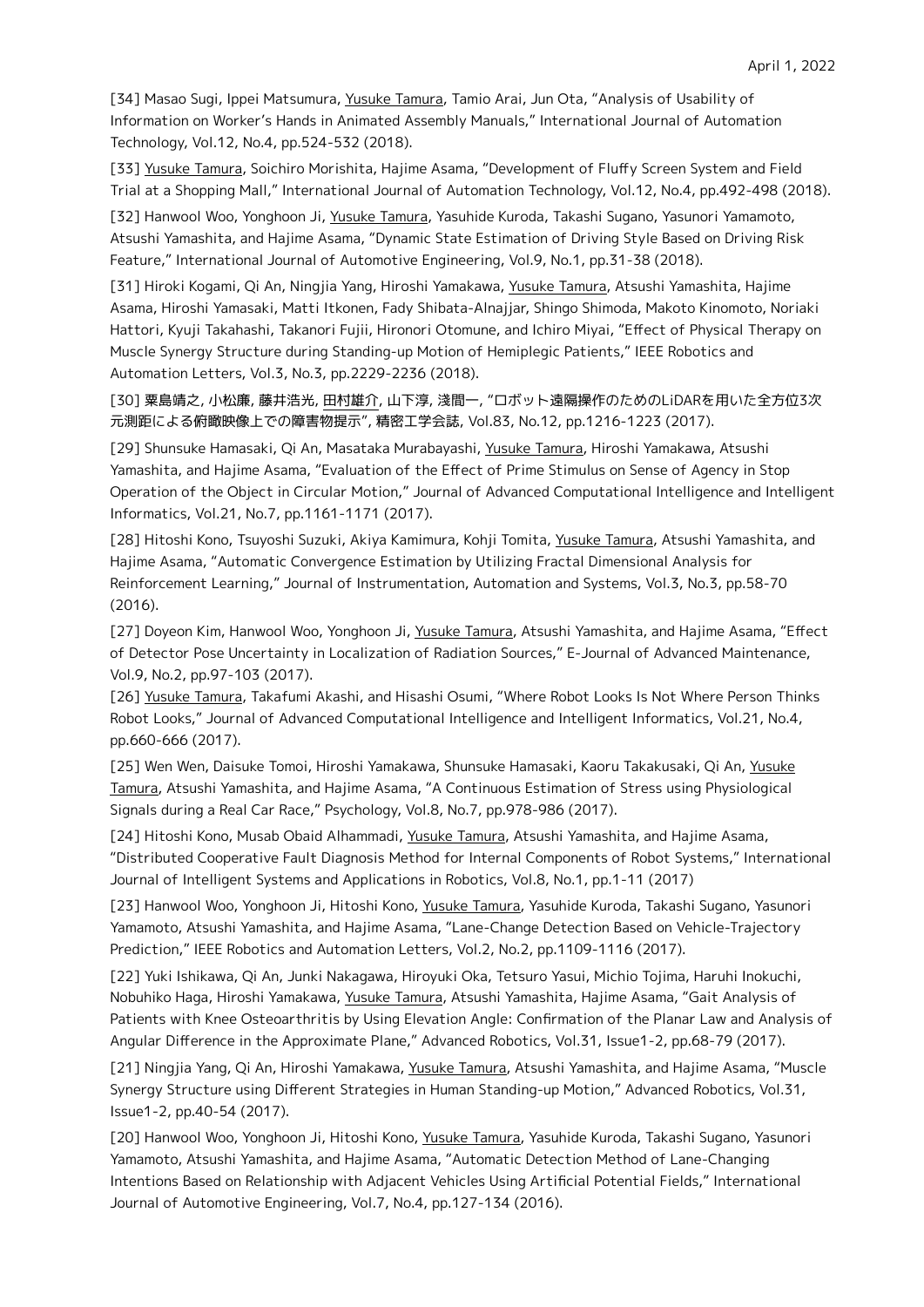[34] Masao Sugi, Ippei Matsumura, Yusuke Tamura, Tamio Arai, Jun Ota, "Analysis of Usability of Information on Worker's Hands in Animated Assembly Manuals," International Journal of Automation Technology, Vol.12, No.4, pp.524-532 (2018).

[33] Yusuke Tamura, Soichiro Morishita, Hajime Asama, "Development of Fluffy Screen System and Field Trial at a Shopping Mall," International Journal of Automation Technology, Vol.12, No.4, pp.492-498 (2018).

[32] Hanwool Woo, Yonghoon Ji, Yusuke Tamura, Yasuhide Kuroda, Takashi Sugano, Yasunori Yamamoto, Atsushi Yamashita, and Hajime Asama, "Dynamic State Estimation of Driving Style Based on Driving Risk Feature," International Journal of Automotive Engineering, Vol.9, No.1, pp.31-38 (2018).

[31] Hiroki Kogami, Qi An, Ningjia Yang, Hiroshi Yamakawa, Yusuke Tamura, Atsushi Yamashita, Hajime Asama, Hiroshi Yamasaki, Matti Itkonen, Fady Shibata-Alnajjar, Shingo Shimoda, Makoto Kinomoto, Noriaki Hattori, Kyuji Takahashi, Takanori Fujii, Hironori Otomune, and Ichiro Miyai, "Effect of Physical Therapy on Muscle Synergy Structure during Standing-up Motion of Hemiplegic Patients," IEEE Robotics and Automation Letters, Vol.3, No.3, pp.2229-2236 (2018).

[30] 粟島靖之, 小松廉, 藤井浩光, 田村雄介, 山下淳, 淺間一, "ロボット遠隔操作のためのLiDARを用いた全方位3次元測距による俯瞰映像上での障害物提示", 精密工学会誌, Vol.83, No.12, pp.1216-1223 (2017).

[29] Shunsuke Hamasaki, Qi An, Masataka Murabayashi, Yusuke Tamura, Hiroshi Yamakawa, Atsushi Yamashita, and Hajime Asama, "Evaluation of the Effect of Prime Stimulus on Sense of Agency in Stop Operation of the Object in Circular Motion," Journal of Advanced Computational Intelligence and Intelligent Informatics, Vol.21, No.7, pp.1161-1171 (2017).

[28] Hitoshi Kono, Tsuyoshi Suzuki, Akiya Kamimura, Kohji Tomita, Yusuke Tamura, Atsushi Yamashita, and Hajime Asama, "Automatic Convergence Estimation by Utilizing Fractal Dimensional Analysis for Reinforcement Learning," Journal of Instrumentation, Automation and Systems, Vol.3, No.3, pp.58-70 (2016).

[27] Doyeon Kim, Hanwool Woo, Yonghoon Ji, Yusuke Tamura, Atsushi Yamashita, and Hajime Asama, "Effect of Detector Pose Uncertainty in Localization of Radiation Sources," E-Journal of Advanced Maintenance, Vol.9, No.2, pp.97-103 (2017).

[26] Yusuke Tamura, Takafumi Akashi, and Hisashi Osumi, "Where Robot Looks Is Not Where Person Thinks Robot Looks," Journal of Advanced Computational Intelligence and Intelligent Informatics, Vol.21, No.4, pp.660-666 (2017).

[25] Wen Wen, Daisuke Tomoi, Hiroshi Yamakawa, Shunsuke Hamasaki, Kaoru Takakusaki, Qi An, Yusuke Tamura, Atsushi Yamashita, and Hajime Asama, "A Continuous Estimation of Stress using Physiological Signals during a Real Car Race," Psychology, Vol.8, No.7, pp.978-986 (2017).

[24] Hitoshi Kono, Musab Obaid Alhammadi, Yusuke Tamura, Atsushi Yamashita, and Hajime Asama, "Distributed Cooperative Fault Diagnosis Method for Internal Components of Robot Systems," International Journal of Intelligent Systems and Applications in Robotics, Vol.8, No.1, pp.1-11 (2017)

[23] Hanwool Woo, Yonghoon Ji, Hitoshi Kono, Yusuke Tamura, Yasuhide Kuroda, Takashi Sugano, Yasunori Yamamoto, Atsushi Yamashita, and Hajime Asama, "Lane-Change Detection Based on Vehicle-Trajectory Prediction," IEEE Robotics and Automation Letters, Vol.2, No.2, pp.1109-1116 (2017).

[22] Yuki Ishikawa, Qi An, Junki Nakagawa, Hiroyuki Oka, Tetsuro Yasui, Michio Tojima, Haruhi Inokuchi, Nobuhiko Haga, Hiroshi Yamakawa, Yusuke Tamura, Atsushi Yamashita, Hajime Asama, "Gait Analysis of Patients with Knee Osteoarthritis by Using Elevation Angle: Confirmation of the Planar Law and Analysis of Angular Difference in the Approximate Plane," Advanced Robotics, Vol.31, Issue1-2, pp.68-79 (2017).

[21] Ningjia Yang, Qi An, Hiroshi Yamakawa, Yusuke Tamura, Atsushi Yamashita, and Hajime Asama, "Muscle Synergy Structure using Different Strategies in Human Standing-up Motion," Advanced Robotics, Vol.31, Issue1-2, pp.40-54 (2017).

[20] Hanwool Woo, Yonghoon Ji, Hitoshi Kono, Yusuke Tamura, Yasuhide Kuroda, Takashi Sugano, Yasunori Yamamoto, Atsushi Yamashita, and Hajime Asama, "Automatic Detection Method of Lane-Changing Intentions Based on Relationship with Adjacent Vehicles Using Artificial Potential Fields," International Journal of Automotive Engineering, Vol.7, No.4, pp.127-134 (2016).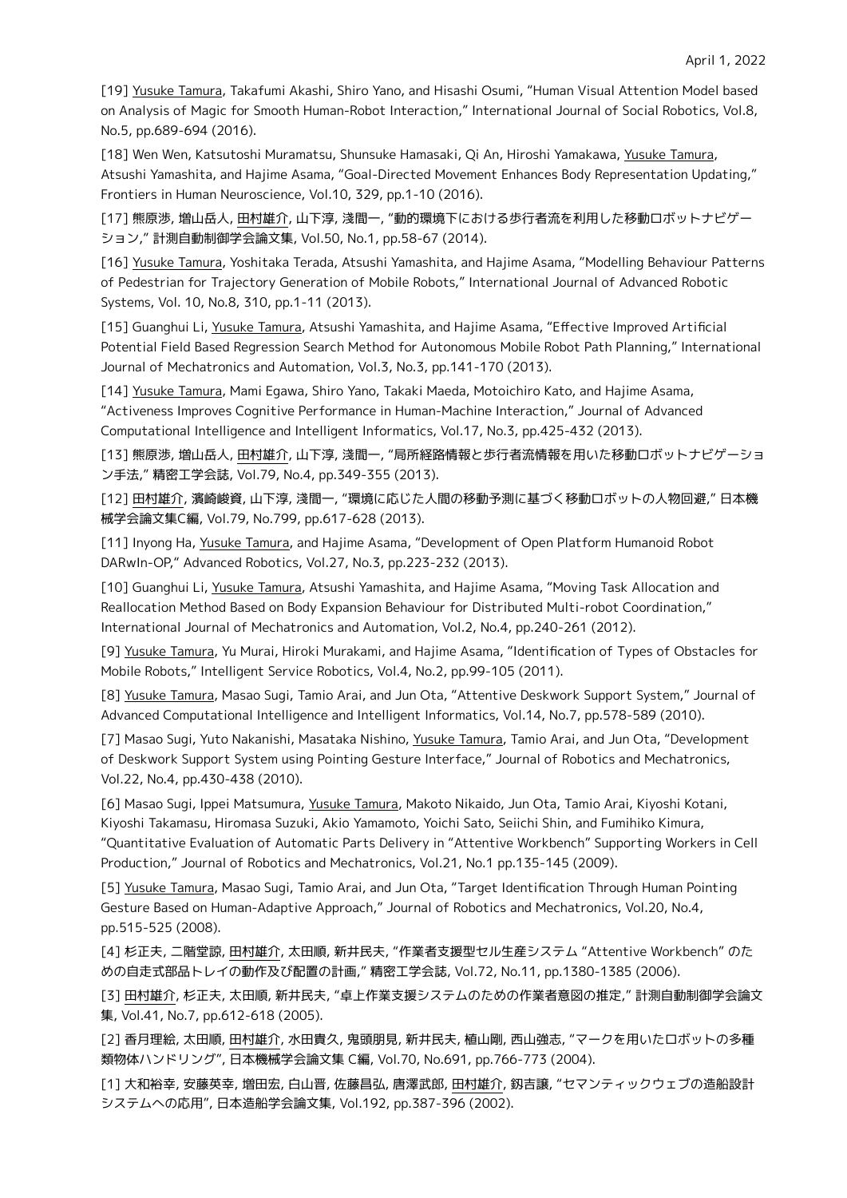[19] Yusuke Tamura, Takafumi Akashi, Shiro Yano, and Hisashi Osumi, "Human Visual Attention Model based on Analysis of Magic for Smooth Human-Robot Interaction," International Journal of Social Robotics, Vol.8, No.5, pp.689-694 (2016).

[18] Wen Wen, Katsutoshi Muramatsu, Shunsuke Hamasaki, Qi An, Hiroshi Yamakawa, Yusuke Tamura, Atsushi Yamashita, and Hajime Asama, "Goal-Directed Movement Enhances Body Representation Updating," Frontiers in Human Neuroscience, Vol.10, 329, pp.1-10 (2016).

[17] 熊原渉, 増山岳人, 田村雄介, 山下淳, 淺間一, "動的環境下における歩行者流を利用した移動ロボットナビゲーション," 計測自動制御学会論文集, Vol.50, No.1, pp.58-67 (2014).

[16] Yusuke Tamura, Yoshitaka Terada, Atsushi Yamashita, and Hajime Asama, "Modelling Behaviour Patterns of Pedestrian for Trajectory Generation of Mobile Robots," International Journal of Advanced Robotic Systems, Vol. 10, No.8, 310, pp.1-11 (2013).

[15] Guanghui Li, Yusuke Tamura, Atsushi Yamashita, and Hajime Asama, "Effective Improved Artificial Potential Field Based Regression Search Method for Autonomous Mobile Robot Path Planning," International Journal of Mechatronics and Automation, Vol.3, No.3, pp.141-170 (2013).

[14] Yusuke Tamura, Mami Egawa, Shiro Yano, Takaki Maeda, Motoichiro Kato, and Hajime Asama, "Activeness Improves Cognitive Performance in Human-Machine Interaction," Journal of Advanced Computational Intelligence and Intelligent Informatics, Vol.17, No.3, pp.425-432 (2013).

[13] 熊原渉, 増山岳人, 田村雄介, 山下淳, 淺間一, "局所経路情報と歩行者流情報を用いた移動ロボットナビゲーション手法," 精密工学会誌, Vol.79, No.4, pp.349-355 (2013).

[12] 田村雄介, 濱崎峻資, 山下淳, 淺間一, "環境に応じた人間の移動予測に基づく移動ロボットの人物回避," 日本機械学会論文集C編, Vol.79, No.799, pp.617-628 (2013).

[11] Inyong Ha, Yusuke Tamura, and Hajime Asama, "Development of Open Platform Humanoid Robot DARwIn-OP," Advanced Robotics, Vol.27, No.3, pp.223-232 (2013).

[10] Guanghui Li, Yusuke Tamura, Atsushi Yamashita, and Hajime Asama, "Moving Task Allocation and Reallocation Method Based on Body Expansion Behaviour for Distributed Multi-robot Coordination," International Journal of Mechatronics and Automation, Vol.2, No.4, pp.240-261 (2012).

[9] Yusuke Tamura, Yu Murai, Hiroki Murakami, and Hajime Asama, "Identification of Types of Obstacles for Mobile Robots," Intelligent Service Robotics, Vol.4, No.2, pp.99-105 (2011).

[8] Yusuke Tamura, Masao Sugi, Tamio Arai, and Jun Ota, "Attentive Deskwork Support System," Journal of Advanced Computational Intelligence and Intelligent Informatics, Vol.14, No.7, pp.578-589 (2010).

[7] Masao Sugi, Yuto Nakanishi, Masataka Nishino, Yusuke Tamura, Tamio Arai, and Jun Ota, "Development of Deskwork Support System using Pointing Gesture Interface," Journal of Robotics and Mechatronics, Vol.22, No.4, pp.430-438 (2010).

[6] Masao Sugi, Ippei Matsumura, Yusuke Tamura, Makoto Nikaido, Jun Ota, Tamio Arai, Kiyoshi Kotani, Kiyoshi Takamasu, Hiromasa Suzuki, Akio Yamamoto, Yoichi Sato, Seiichi Shin, and Fumihiko Kimura, "Quantitative Evaluation of Automatic Parts Delivery in "Attentive Workbench" Supporting Workers in Cell Production," Journal of Robotics and Mechatronics, Vol.21, No.1 pp.135-145 (2009).

[5] Yusuke Tamura, Masao Sugi, Tamio Arai, and Jun Ota, "Target Identification Through Human Pointing Gesture Based on Human-Adaptive Approach," Journal of Robotics and Mechatronics, Vol.20, No.4, pp.515-525 (2008).

[4] 杉正夫, 二階堂諒, 田村雄介, 太田順, 新井民夫, "作業者支援型セル生産システム "Attentive Workbench" のための自走式部品トレイの動作及び配置の計画," 精密工学会誌, Vol.72, No.11, pp.1380-1385 (2006).

[3] 田村雄介, 杉正夫, 太田順, 新井民夫, "卓上作業支援システムのための作業者意図の推定," 計測自動制御学会論文集, Vol.41, No.7, pp.612-618 (2005).

[2] 香月理絵, 太田順, 田村雄介, 水田貴久, 鬼頭朋見, 新井民夫, 植山剛, 西山強志, "マークを用いたロボットの多種類物体ハンドリング", 日本機械学会論文集 C編, Vol.70, No.691, pp.766-773 (2004).

[1] 大和裕幸, 安藤英幸, 増田宏, 白山晋, 佐藤昌弘, 唐澤武郎, 田村雄介, 釼吉譲, "セマンティックウェブの造船設計システムへの応用", 日本造船学会論文集, Vol.192, pp.387-396 (2002).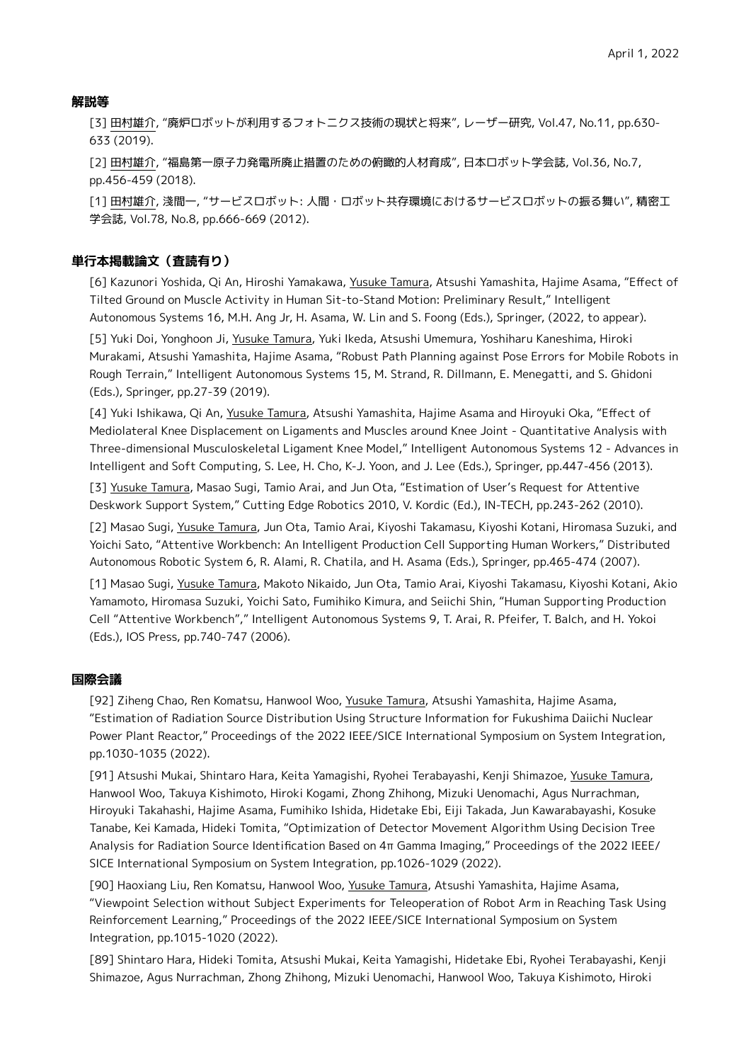## 解説等

[3] 田村雄介, "廃炉ロボットが利用するフォトニクス技術の現状と将来", レーザー研究, Vol.47, No.11, pp.630-633 (2019).

[2] 田村雄介, "福島第一原子力発電所廃止措置のための俯瞰的人材育成", 日本ロボット学会誌, Vol.36, No.7, pp.456-459 (2018).

[1] 田村雄介, 淺間一, "サービスロボット: 人間・ロボット共存環境におけるサービスロボットの振る舞い", 精密工学会誌, Vol.78, No.8, pp.666-669 (2012).

## 単行本掲載論文（査読有り）

[6] Kazunori Yoshida, Qi An, Hiroshi Yamakawa, Yusuke Tamura, Atsushi Yamashita, Hajime Asama, "Effect of Tilted Ground on Muscle Activity in Human Sit-to-Stand Motion: Preliminary Result," Intelligent Autonomous Systems 16, M.H. Ang Jr, H. Asama, W. Lin and S. Foong (Eds.), Springer, (2022, to appear).

[5] Yuki Doi, Yonghoon Ji, Yusuke Tamura, Yuki Ikeda, Atsushi Umemura, Yoshiharu Kaneshima, Hiroki Murakami, Atsushi Yamashita, Hajime Asama, "Robust Path Planning against Pose Errors for Mobile Robots in Rough Terrain," Intelligent Autonomous Systems 15, M. Strand, R. Dillmann, E. Menegatti, and S. Ghidoni (Eds.), Springer, pp.27-39 (2019).

[4] Yuki Ishikawa, Qi An, Yusuke Tamura, Atsushi Yamashita, Hajime Asama and Hiroyuki Oka, "Effect of Mediolateral Knee Displacement on Ligaments and Muscles around Knee Joint - Quantitative Analysis with Three-dimensional Musculoskeletal Ligament Knee Model," Intelligent Autonomous Systems 12 - Advances in Intelligent and Soft Computing, S. Lee, H. Cho, K-J. Yoon, and J. Lee (Eds.), Springer, pp.447-456 (2013).

[3] Yusuke Tamura, Masao Sugi, Tamio Arai, and Jun Ota, "Estimation of User's Request for Attentive Deskwork Support System," Cutting Edge Robotics 2010, V. Kordic (Ed.), IN-TECH, pp.243-262 (2010).

[2] Masao Sugi, Yusuke Tamura, Jun Ota, Tamio Arai, Kiyoshi Takamasu, Kiyoshi Kotani, Hiromasa Suzuki, and Yoichi Sato, "Attentive Workbench: An Intelligent Production Cell Supporting Human Workers," Distributed Autonomous Robotic System 6, R. Alami, R. Chatila, and H. Asama (Eds.), Springer, pp.465-474 (2007).

[1] Masao Sugi, Yusuke Tamura, Makoto Nikaido, Jun Ota, Tamio Arai, Kiyoshi Takamasu, Kiyoshi Kotani, Akio Yamamoto, Hiromasa Suzuki, Yoichi Sato, Fumihiko Kimura, and Seiichi Shin, "Human Supporting Production Cell "Attentive Workbench"," Intelligent Autonomous Systems 9, T. Arai, R. Pfeifer, T. Balch, and H. Yokoi (Eds.), IOS Press, pp.740-747 (2006).

## 国際会議

[92] Ziheng Chao, Ren Komatsu, Hanwool Woo, Yusuke Tamura, Atsushi Yamashita, Hajime Asama, "Estimation of Radiation Source Distribution Using Structure Information for Fukushima Daiichi Nuclear Power Plant Reactor," Proceedings of the 2022 IEEE/SICE International Symposium on System Integration, pp.1030-1035 (2022).

[91] Atsushi Mukai, Shintaro Hara, Keita Yamagishi, Ryohei Terabayashi, Kenji Shimazoe, Yusuke Tamura, Hanwool Woo, Takuya Kishimoto, Hiroki Kogami, Zhong Zhihong, Mizuki Uenomachi, Agus Nurrachman, Hiroyuki Takahashi, Hajime Asama, Fumihiko Ishida, Hidetake Ebi, Eiji Takada, Jun Kawarabayashi, Kosuke Tanabe, Kei Kamada, Hideki Tomita, "Optimization of Detector Movement Algorithm Using Decision Tree Analysis for Radiation Source Identification Based on 4π Gamma Imaging," Proceedings of the 2022 IEEE/SICE International Symposium on System Integration, pp.1026-1029 (2022).

[90] Haoxiang Liu, Ren Komatsu, Hanwool Woo, Yusuke Tamura, Atsushi Yamashita, Hajime Asama, "Viewpoint Selection without Subject Experiments for Teleoperation of Robot Arm in Reaching Task Using Reinforcement Learning," Proceedings of the 2022 IEEE/SICE International Symposium on System Integration, pp.1015-1020 (2022).

[89] Shintaro Hara, Hideki Tomita, Atsushi Mukai, Keita Yamagishi, Hidetake Ebi, Ryohei Terabayashi, Kenji Shimazoe, Agus Nurrachman, Zhong Zhihong, Mizuki Uenomachi, Hanwool Woo, Takuya Kishimoto, Hiroki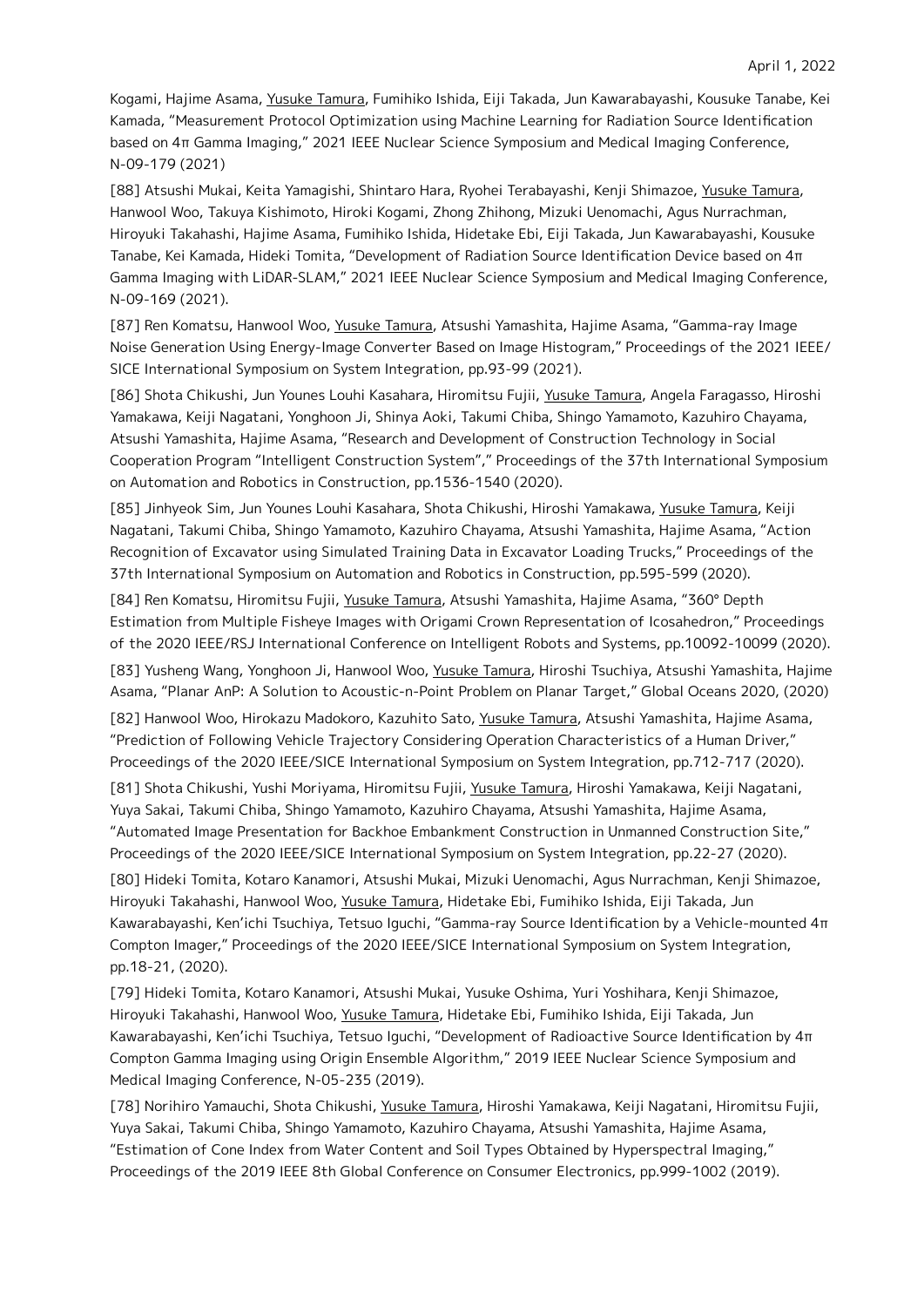Kogami, Hajime Asama, Yusuke Tamura, Fumihiko Ishida, Eiji Takada, Jun Kawarabayashi, Kousuke Tanabe, Kei Kamada, "Measurement Protocol Optimization using Machine Learning for Radiation Source Identification based on 4π Gamma Imaging," 2021 IEEE Nuclear Science Symposium and Medical Imaging Conference, N-09-179 (2021)

[88] Atsushi Mukai, Keita Yamagishi, Shintaro Hara, Ryohei Terabayashi, Kenji Shimazoe, Yusuke Tamura, Hanwool Woo, Takuya Kishimoto, Hiroki Kogami, Zhong Zhihong, Mizuki Uenomachi, Agus Nurrachman, Hiroyuki Takahashi, Hajime Asama, Fumihiko Ishida, Hidetake Ebi, Eiji Takada, Jun Kawarabayashi, Kousuke Tanabe, Kei Kamada, Hideki Tomita, "Development of Radiation Source Identification Device based on 4π Gamma Imaging with LiDAR-SLAM," 2021 IEEE Nuclear Science Symposium and Medical Imaging Conference, N-09-169 (2021).

[87] Ren Komatsu, Hanwool Woo, Yusuke Tamura, Atsushi Yamashita, Hajime Asama, "Gamma-ray Image Noise Generation Using Energy-Image Converter Based on Image Histogram," Proceedings of the 2021 IEEE/SICE International Symposium on System Integration, pp.93-99 (2021).

[86] Shota Chikushi, Jun Younes Louhi Kasahara, Hiromitsu Fujii, Yusuke Tamura, Angela Faragasso, Hiroshi Yamakawa, Keiji Nagatani, Yonghoon Ji, Shinya Aoki, Takumi Chiba, Shingo Yamamoto, Kazuhiro Chayama, Atsushi Yamashita, Hajime Asama, "Research and Development of Construction Technology in Social Cooperation Program "Intelligent Construction System"," Proceedings of the 37th International Symposium on Automation and Robotics in Construction, pp.1536-1540 (2020).

[85] Jinhyeok Sim, Jun Younes Louhi Kasahara, Shota Chikushi, Hiroshi Yamakawa, Yusuke Tamura, Keiji Nagatani, Takumi Chiba, Shingo Yamamoto, Kazuhiro Chayama, Atsushi Yamashita, Hajime Asama, "Action Recognition of Excavator using Simulated Training Data in Excavator Loading Trucks," Proceedings of the 37th International Symposium on Automation and Robotics in Construction, pp.595-599 (2020).

[84] Ren Komatsu, Hiromitsu Fujii, Yusuke Tamura, Atsushi Yamashita, Hajime Asama, "360° Depth Estimation from Multiple Fisheye Images with Origami Crown Representation of Icosahedron," Proceedings of the 2020 IEEE/RSJ International Conference on Intelligent Robots and Systems, pp.10092-10099 (2020).

[83] Yusheng Wang, Yonghoon Ji, Hanwool Woo, Yusuke Tamura, Hiroshi Tsuchiya, Atsushi Yamashita, Hajime Asama, "Planar AnP: A Solution to Acoustic-n-Point Problem on Planar Target," Global Oceans 2020, (2020)

[82] Hanwool Woo, Hirokazu Madokoro, Kazuhito Sato, Yusuke Tamura, Atsushi Yamashita, Hajime Asama, "Prediction of Following Vehicle Trajectory Considering Operation Characteristics of a Human Driver," Proceedings of the 2020 IEEE/SICE International Symposium on System Integration, pp.712-717 (2020).

[81] Shota Chikushi, Yushi Moriyama, Hiromitsu Fujii, Yusuke Tamura, Hiroshi Yamakawa, Keiji Nagatani, Yuya Sakai, Takumi Chiba, Shingo Yamamoto, Kazuhiro Chayama, Atsushi Yamashita, Hajime Asama, "Automated Image Presentation for Backhoe Embankment Construction in Unmanned Construction Site," Proceedings of the 2020 IEEE/SICE International Symposium on System Integration, pp.22-27 (2020).

[80] Hideki Tomita, Kotaro Kanamori, Atsushi Mukai, Mizuki Uenomachi, Agus Nurrachman, Kenji Shimazoe, Hiroyuki Takahashi, Hanwool Woo, Yusuke Tamura, Hidetake Ebi, Fumihiko Ishida, Eiji Takada, Jun Kawarabayashi, Ken'ichi Tsuchiya, Tetsuo Iguchi, "Gamma-ray Source Identification by a Vehicle-mounted 4π Compton Imager," Proceedings of the 2020 IEEE/SICE International Symposium on System Integration, pp.18-21, (2020).

[79] Hideki Tomita, Kotaro Kanamori, Atsushi Mukai, Yusuke Oshima, Yuri Yoshihara, Kenji Shimazoe, Hiroyuki Takahashi, Hanwool Woo, Yusuke Tamura, Hidetake Ebi, Fumihiko Ishida, Eiji Takada, Jun Kawarabayashi, Ken'ichi Tsuchiya, Tetsuo Iguchi, "Development of Radioactive Source Identification by 4π Compton Gamma Imaging using Origin Ensemble Algorithm," 2019 IEEE Nuclear Science Symposium and Medical Imaging Conference, N-05-235 (2019).

[78] Norihiro Yamauchi, Shota Chikushi, Yusuke Tamura, Hiroshi Yamakawa, Keiji Nagatani, Hiromitsu Fujii, Yuya Sakai, Takumi Chiba, Shingo Yamamoto, Kazuhiro Chayama, Atsushi Yamashita, Hajime Asama, "Estimation of Cone Index from Water Content and Soil Types Obtained by Hyperspectral Imaging," Proceedings of the 2019 IEEE 8th Global Conference on Consumer Electronics, pp.999-1002 (2019).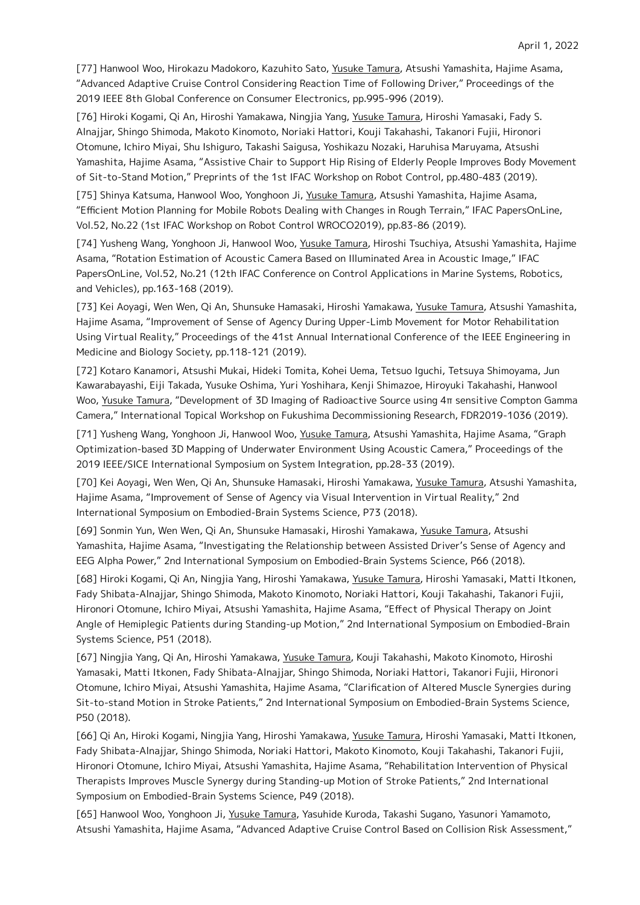[77] Hanwool Woo, Hirokazu Madokoro, Kazuhito Sato, Yusuke Tamura, Atsushi Yamashita, Hajime Asama, "Advanced Adaptive Cruise Control Considering Reaction Time of Following Driver," Proceedings of the 2019 IEEE 8th Global Conference on Consumer Electronics, pp.995-996 (2019).

[76] Hiroki Kogami, Qi An, Hiroshi Yamakawa, Ningjia Yang, Yusuke Tamura, Hiroshi Yamasaki, Fady S. Alnajjar, Shingo Shimoda, Makoto Kinomoto, Noriaki Hattori, Kouji Takahashi, Takanori Fujii, Hironori Otomune, Ichiro Miyai, Shu Ishiguro, Takashi Saigusa, Yoshikazu Nozaki, Haruhisa Maruyama, Atsushi Yamashita, Hajime Asama, "Assistive Chair to Support Hip Rising of Elderly People Improves Body Movement of Sit-to-Stand Motion," Preprints of the 1st IFAC Workshop on Robot Control, pp.480-483 (2019).

[75] Shinya Katsuma, Hanwool Woo, Yonghoon Ji, Yusuke Tamura, Atsushi Yamashita, Hajime Asama, "Efficient Motion Planning for Mobile Robots Dealing with Changes in Rough Terrain," IFAC PapersOnLine, Vol.52, No.22 (1st IFAC Workshop on Robot Control WROCO2019), pp.83-86 (2019).

[74] Yusheng Wang, Yonghoon Ji, Hanwool Woo, Yusuke Tamura, Hiroshi Tsuchiya, Atsushi Yamashita, Hajime Asama, "Rotation Estimation of Acoustic Camera Based on Illuminated Area in Acoustic Image," IFAC PapersOnLine, Vol.52, No.21 (12th IFAC Conference on Control Applications in Marine Systems, Robotics, and Vehicles), pp.163-168 (2019).

[73] Kei Aoyagi, Wen Wen, Qi An, Shunsuke Hamasaki, Hiroshi Yamakawa, Yusuke Tamura, Atsushi Yamashita, Hajime Asama, "Improvement of Sense of Agency During Upper-Limb Movement for Motor Rehabilitation Using Virtual Reality," Proceedings of the 41st Annual International Conference of the IEEE Engineering in Medicine and Biology Society, pp.118-121 (2019).

[72] Kotaro Kanamori, Atsushi Mukai, Hideki Tomita, Kohei Uema, Tetsuo Iguchi, Tetsuya Shimoyama, Jun Kawarabayashi, Eiji Takada, Yusuke Oshima, Yuri Yoshihara, Kenji Shimazoe, Hiroyuki Takahashi, Hanwool Woo, Yusuke Tamura, "Development of 3D Imaging of Radioactive Source using 4π sensitive Compton Gamma Camera," International Topical Workshop on Fukushima Decommissioning Research, FDR2019-1036 (2019).

[71] Yusheng Wang, Yonghoon Ji, Hanwool Woo, Yusuke Tamura, Atsushi Yamashita, Hajime Asama, "Graph Optimization-based 3D Mapping of Underwater Environment Using Acoustic Camera," Proceedings of the 2019 IEEE/SICE International Symposium on System Integration, pp.28-33 (2019).

[70] Kei Aoyagi, Wen Wen, Qi An, Shunsuke Hamasaki, Hiroshi Yamakawa, Yusuke Tamura, Atsushi Yamashita, Hajime Asama, "Improvement of Sense of Agency via Visual Intervention in Virtual Reality," 2nd International Symposium on Embodied-Brain Systems Science, P73 (2018).

[69] Sonmin Yun, Wen Wen, Qi An, Shunsuke Hamasaki, Hiroshi Yamakawa, Yusuke Tamura, Atsushi Yamashita, Hajime Asama, "Investigating the Relationship between Assisted Driver's Sense of Agency and EEG Alpha Power," 2nd International Symposium on Embodied-Brain Systems Science, P66 (2018).

[68] Hiroki Kogami, Qi An, Ningjia Yang, Hiroshi Yamakawa, Yusuke Tamura, Hiroshi Yamasaki, Matti Itkonen, Fady Shibata-Alnajjar, Shingo Shimoda, Makoto Kinomoto, Noriaki Hattori, Kouji Takahashi, Takanori Fujii, Hironori Otomune, Ichiro Miyai, Atsushi Yamashita, Hajime Asama, "Effect of Physical Therapy on Joint Angle of Hemiplegic Patients during Standing-up Motion," 2nd International Symposium on Embodied-Brain Systems Science, P51 (2018).

[67] Ningjia Yang, Qi An, Hiroshi Yamakawa, Yusuke Tamura, Kouji Takahashi, Makoto Kinomoto, Hiroshi Yamasaki, Matti Itkonen, Fady Shibata-Alnajjar, Shingo Shimoda, Noriaki Hattori, Takanori Fujii, Hironori Otomune, Ichiro Miyai, Atsushi Yamashita, Hajime Asama, "Clarification of Altered Muscle Synergies during Sit-to-stand Motion in Stroke Patients," 2nd International Symposium on Embodied-Brain Systems Science, P50 (2018).

[66] Qi An, Hiroki Kogami, Ningjia Yang, Hiroshi Yamakawa, Yusuke Tamura, Hiroshi Yamasaki, Matti Itkonen, Fady Shibata-Alnajjar, Shingo Shimoda, Noriaki Hattori, Makoto Kinomoto, Kouji Takahashi, Takanori Fujii, Hironori Otomune, Ichiro Miyai, Atsushi Yamashita, Hajime Asama, "Rehabilitation Intervention of Physical Therapists Improves Muscle Synergy during Standing-up Motion of Stroke Patients," 2nd International Symposium on Embodied-Brain Systems Science, P49 (2018).

[65] Hanwool Woo, Yonghoon Ji, Yusuke Tamura, Yasuhide Kuroda, Takashi Sugano, Yasunori Yamamoto, Atsushi Yamashita, Hajime Asama, "Advanced Adaptive Cruise Control Based on Collision Risk Assessment,"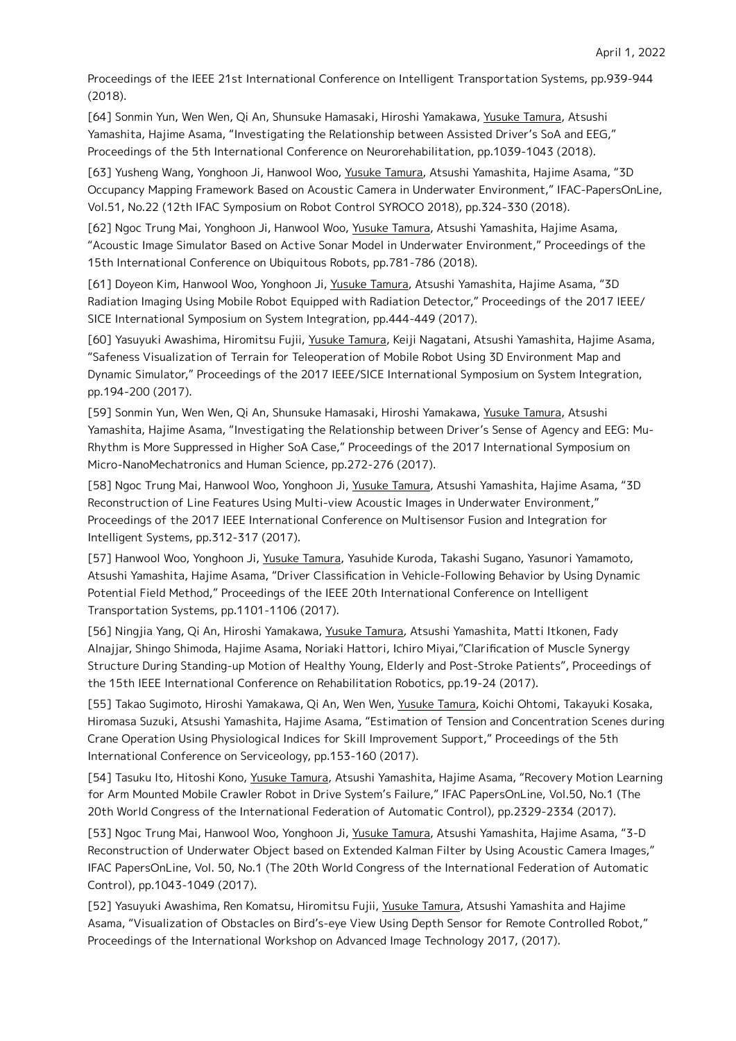Proceedings of the IEEE 21st International Conference on Intelligent Transportation Systems, pp.939-944 (2018).

[64] Sonmin Yun, Wen Wen, Qi An, Shunsuke Hamasaki, Hiroshi Yamakawa, Yusuke Tamura, Atsushi Yamashita, Hajime Asama, "Investigating the Relationship between Assisted Driver's SoA and EEG," Proceedings of the 5th International Conference on Neurorehabilitation, pp.1039-1043 (2018).

[63] Yusheng Wang, Yonghoon Ji, Hanwool Woo, Yusuke Tamura, Atsushi Yamashita, Hajime Asama, "3D Occupancy Mapping Framework Based on Acoustic Camera in Underwater Environment," IFAC-PapersOnLine, Vol.51, No.22 (12th IFAC Symposium on Robot Control SYROCO 2018), pp.324-330 (2018).

[62] Ngoc Trung Mai, Yonghoon Ji, Hanwool Woo, Yusuke Tamura, Atsushi Yamashita, Hajime Asama, "Acoustic Image Simulator Based on Active Sonar Model in Underwater Environment," Proceedings of the 15th International Conference on Ubiquitous Robots, pp.781-786 (2018).

[61] Doyeon Kim, Hanwool Woo, Yonghoon Ji, Yusuke Tamura, Atsushi Yamashita, Hajime Asama, "3D Radiation Imaging Using Mobile Robot Equipped with Radiation Detector," Proceedings of the 2017 IEEE/SICE International Symposium on System Integration, pp.444-449 (2017).

[60] Yasuyuki Awashima, Hiromitsu Fujii, Yusuke Tamura, Keiji Nagatani, Atsushi Yamashita, Hajime Asama, "Safeness Visualization of Terrain for Teleoperation of Mobile Robot Using 3D Environment Map and Dynamic Simulator," Proceedings of the 2017 IEEE/SICE International Symposium on System Integration, pp.194-200 (2017).

[59] Sonmin Yun, Wen Wen, Qi An, Shunsuke Hamasaki, Hiroshi Yamakawa, Yusuke Tamura, Atsushi Yamashita, Hajime Asama, "Investigating the Relationship between Driver's Sense of Agency and EEG: Mu-Rhythm is More Suppressed in Higher SoA Case," Proceedings of the 2017 International Symposium on Micro-NanoMechatronics and Human Science, pp.272-276 (2017).

[58] Ngoc Trung Mai, Hanwool Woo, Yonghoon Ji, Yusuke Tamura, Atsushi Yamashita, Hajime Asama, "3D Reconstruction of Line Features Using Multi-view Acoustic Images in Underwater Environment," Proceedings of the 2017 IEEE International Conference on Multisensor Fusion and Integration for Intelligent Systems, pp.312-317 (2017).

[57] Hanwool Woo, Yonghoon Ji, Yusuke Tamura, Yasuhide Kuroda, Takashi Sugano, Yasunori Yamamoto, Atsushi Yamashita, Hajime Asama, "Driver Classification in Vehicle-Following Behavior by Using Dynamic Potential Field Method," Proceedings of the IEEE 20th International Conference on Intelligent Transportation Systems, pp.1101-1106 (2017).

[56] Ningjia Yang, Qi An, Hiroshi Yamakawa, Yusuke Tamura, Atsushi Yamashita, Matti Itkonen, Fady Alnajjar, Shingo Shimoda, Hajime Asama, Noriaki Hattori, Ichiro Miyai,"Clarification of Muscle Synergy Structure During Standing-up Motion of Healthy Young, Elderly and Post-Stroke Patients", Proceedings of the 15th IEEE International Conference on Rehabilitation Robotics, pp.19-24 (2017).

[55] Takao Sugimoto, Hiroshi Yamakawa, Qi An, Wen Wen, Yusuke Tamura, Koichi Ohtomi, Takayuki Kosaka, Hiromasa Suzuki, Atsushi Yamashita, Hajime Asama, "Estimation of Tension and Concentration Scenes during Crane Operation Using Physiological Indices for Skill Improvement Support," Proceedings of the 5th International Conference on Serviceology, pp.153-160 (2017).

[54] Tasuku Ito, Hitoshi Kono, Yusuke Tamura, Atsushi Yamashita, Hajime Asama, "Recovery Motion Learning for Arm Mounted Mobile Crawler Robot in Drive System's Failure," IFAC PapersOnLine, Vol.50, No.1 (The 20th World Congress of the International Federation of Automatic Control), pp.2329-2334 (2017).

[53] Ngoc Trung Mai, Hanwool Woo, Yonghoon Ji, Yusuke Tamura, Atsushi Yamashita, Hajime Asama, "3-D Reconstruction of Underwater Object based on Extended Kalman Filter by Using Acoustic Camera Images," IFAC PapersOnLine, Vol. 50, No.1 (The 20th World Congress of the International Federation of Automatic Control), pp.1043-1049 (2017).

[52] Yasuyuki Awashima, Ren Komatsu, Hiromitsu Fujii, Yusuke Tamura, Atsushi Yamashita and Hajime Asama, "Visualization of Obstacles on Bird's-eye View Using Depth Sensor for Remote Controlled Robot," Proceedings of the International Workshop on Advanced Image Technology 2017, (2017).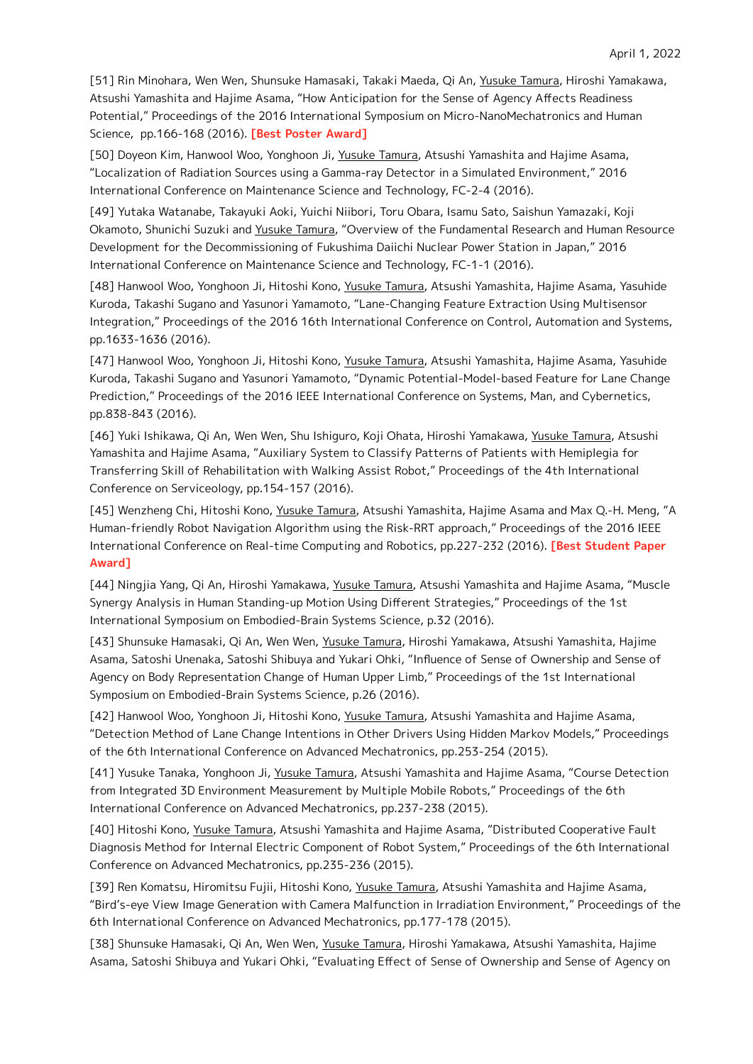[51] Rin Minohara, Wen Wen, Shunsuke Hamasaki, Takaki Maeda, Qi An, Yusuke Tamura, Hiroshi Yamakawa, Atsushi Yamashita and Hajime Asama, "How Anticipation for the Sense of Agency Affects Readiness Potential," Proceedings of the 2016 International Symposium on Micro-NanoMechatronics and Human Science, pp.166-168 (2016). **[Best Poster Award]**

[50] Doyeon Kim, Hanwool Woo, Yonghoon Ji, Yusuke Tamura, Atsushi Yamashita and Hajime Asama, "Localization of Radiation Sources using a Gamma-ray Detector in a Simulated Environment," 2016 International Conference on Maintenance Science and Technology, FC-2-4 (2016).

[49] Yutaka Watanabe, Takayuki Aoki, Yuichi Niibori, Toru Obara, Isamu Sato, Saishun Yamazaki, Koji Okamoto, Shunichi Suzuki and Yusuke Tamura, "Overview of the Fundamental Research and Human Resource Development for the Decommissioning of Fukushima Daiichi Nuclear Power Station in Japan," 2016 International Conference on Maintenance Science and Technology, FC-1-1 (2016).

[48] Hanwool Woo, Yonghoon Ji, Hitoshi Kono, Yusuke Tamura, Atsushi Yamashita, Hajime Asama, Yasuhide Kuroda, Takashi Sugano and Yasunori Yamamoto, "Lane-Changing Feature Extraction Using Multisensor Integration," Proceedings of the 2016 16th International Conference on Control, Automation and Systems, pp.1633-1636 (2016).

[47] Hanwool Woo, Yonghoon Ji, Hitoshi Kono, Yusuke Tamura, Atsushi Yamashita, Hajime Asama, Yasuhide Kuroda, Takashi Sugano and Yasunori Yamamoto, "Dynamic Potential-Model-based Feature for Lane Change Prediction," Proceedings of the 2016 IEEE International Conference on Systems, Man, and Cybernetics, pp.838-843 (2016).

[46] Yuki Ishikawa, Qi An, Wen Wen, Shu Ishiguro, Koji Ohata, Hiroshi Yamakawa, Yusuke Tamura, Atsushi Yamashita and Hajime Asama, "Auxiliary System to Classify Patterns of Patients with Hemiplegia for Transferring Skill of Rehabilitation with Walking Assist Robot," Proceedings of the 4th International Conference on Serviceology, pp.154-157 (2016).

[45] Wenzheng Chi, Hitoshi Kono, Yusuke Tamura, Atsushi Yamashita, Hajime Asama and Max Q.-H. Meng, "A Human-friendly Robot Navigation Algorithm using the Risk-RRT approach," Proceedings of the 2016 IEEE International Conference on Real-time Computing and Robotics, pp.227-232 (2016). **[Best Student Paper Award]**

[44] Ningjia Yang, Qi An, Hiroshi Yamakawa, Yusuke Tamura, Atsushi Yamashita and Hajime Asama, "Muscle Synergy Analysis in Human Standing-up Motion Using Different Strategies," Proceedings of the 1st International Symposium on Embodied-Brain Systems Science, p.32 (2016).

[43] Shunsuke Hamasaki, Qi An, Wen Wen, Yusuke Tamura, Hiroshi Yamakawa, Atsushi Yamashita, Hajime Asama, Satoshi Unenaka, Satoshi Shibuya and Yukari Ohki, "Influence of Sense of Ownership and Sense of Agency on Body Representation Change of Human Upper Limb," Proceedings of the 1st International Symposium on Embodied-Brain Systems Science, p.26 (2016).

[42] Hanwool Woo, Yonghoon Ji, Hitoshi Kono, Yusuke Tamura, Atsushi Yamashita and Hajime Asama, "Detection Method of Lane Change Intentions in Other Drivers Using Hidden Markov Models," Proceedings of the 6th International Conference on Advanced Mechatronics, pp.253-254 (2015).

[41] Yusuke Tanaka, Yonghoon Ji, Yusuke Tamura, Atsushi Yamashita and Hajime Asama, "Course Detection from Integrated 3D Environment Measurement by Multiple Mobile Robots," Proceedings of the 6th International Conference on Advanced Mechatronics, pp.237-238 (2015).

[40] Hitoshi Kono, Yusuke Tamura, Atsushi Yamashita and Hajime Asama, "Distributed Cooperative Fault Diagnosis Method for Internal Electric Component of Robot System," Proceedings of the 6th International Conference on Advanced Mechatronics, pp.235-236 (2015).

[39] Ren Komatsu, Hiromitsu Fujii, Hitoshi Kono, Yusuke Tamura, Atsushi Yamashita and Hajime Asama, "Bird's-eye View Image Generation with Camera Malfunction in Irradiation Environment," Proceedings of the 6th International Conference on Advanced Mechatronics, pp.177-178 (2015).

[38] Shunsuke Hamasaki, Qi An, Wen Wen, Yusuke Tamura, Hiroshi Yamakawa, Atsushi Yamashita, Hajime Asama, Satoshi Shibuya and Yukari Ohki, "Evaluating Effect of Sense of Ownership and Sense of Agency on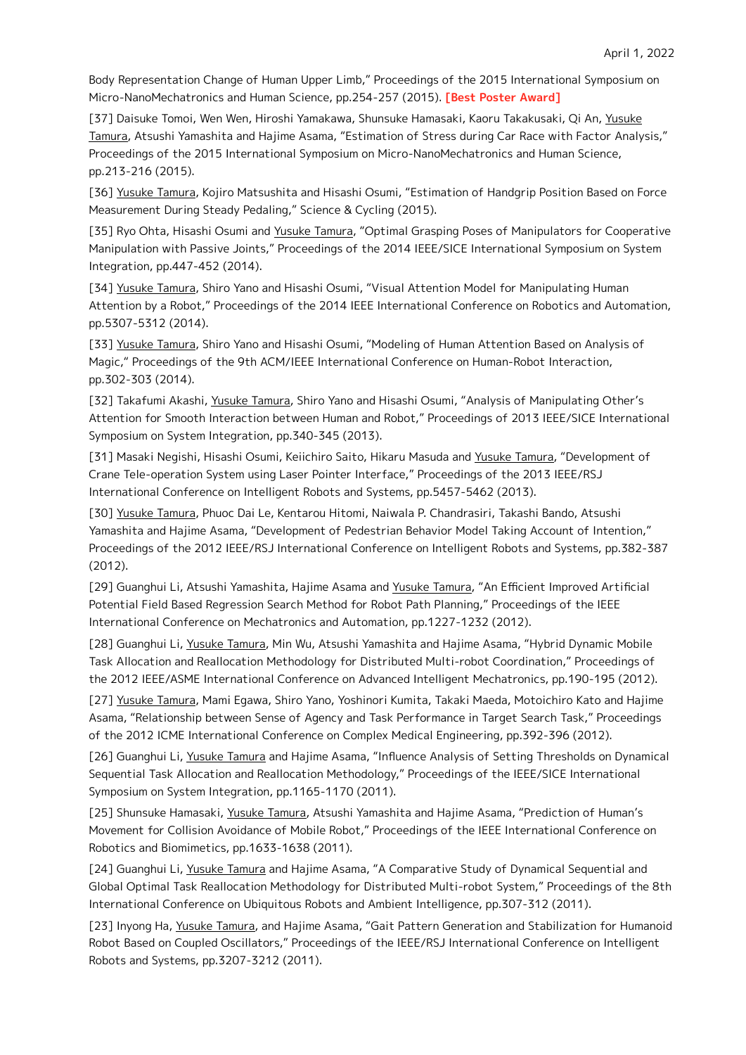Body Representation Change of Human Upper Limb," Proceedings of the 2015 International Symposium on Micro-NanoMechatronics and Human Science, pp.254-257 (2015). **[Best Poster Award]**

[37] Daisuke Tomoi, Wen Wen, Hiroshi Yamakawa, Shunsuke Hamasaki, Kaoru Takakusaki, Qi An, Yusuke Tamura, Atsushi Yamashita and Hajime Asama, "Estimation of Stress during Car Race with Factor Analysis," Proceedings of the 2015 International Symposium on Micro-NanoMechatronics and Human Science, pp.213-216 (2015).

[36] Yusuke Tamura, Kojiro Matsushita and Hisashi Osumi, "Estimation of Handgrip Position Based on Force Measurement During Steady Pedaling," Science & Cycling (2015).

[35] Ryo Ohta, Hisashi Osumi and Yusuke Tamura, "Optimal Grasping Poses of Manipulators for Cooperative Manipulation with Passive Joints," Proceedings of the 2014 IEEE/SICE International Symposium on System Integration, pp.447-452 (2014).

[34] Yusuke Tamura, Shiro Yano and Hisashi Osumi, "Visual Attention Model for Manipulating Human Attention by a Robot," Proceedings of the 2014 IEEE International Conference on Robotics and Automation, pp.5307-5312 (2014).

[33] Yusuke Tamura, Shiro Yano and Hisashi Osumi, "Modeling of Human Attention Based on Analysis of Magic," Proceedings of the 9th ACM/IEEE International Conference on Human-Robot Interaction, pp.302-303 (2014).

[32] Takafumi Akashi, Yusuke Tamura, Shiro Yano and Hisashi Osumi, "Analysis of Manipulating Other's Attention for Smooth Interaction between Human and Robot," Proceedings of 2013 IEEE/SICE International Symposium on System Integration, pp.340-345 (2013).

[31] Masaki Negishi, Hisashi Osumi, Keiichiro Saito, Hikaru Masuda and Yusuke Tamura, "Development of Crane Tele-operation System using Laser Pointer Interface," Proceedings of the 2013 IEEE/RSJ International Conference on Intelligent Robots and Systems, pp.5457-5462 (2013).

[30] Yusuke Tamura, Phuoc Dai Le, Kentarou Hitomi, Naiwala P. Chandrasiri, Takashi Bando, Atsushi Yamashita and Hajime Asama, "Development of Pedestrian Behavior Model Taking Account of Intention," Proceedings of the 2012 IEEE/RSJ International Conference on Intelligent Robots and Systems, pp.382-387 (2012).

[29] Guanghui Li, Atsushi Yamashita, Hajime Asama and Yusuke Tamura, "An Efficient Improved Artificial Potential Field Based Regression Search Method for Robot Path Planning," Proceedings of the IEEE International Conference on Mechatronics and Automation, pp.1227-1232 (2012).

[28] Guanghui Li, Yusuke Tamura, Min Wu, Atsushi Yamashita and Hajime Asama, "Hybrid Dynamic Mobile Task Allocation and Reallocation Methodology for Distributed Multi-robot Coordination," Proceedings of the 2012 IEEE/ASME International Conference on Advanced Intelligent Mechatronics, pp.190-195 (2012).

[27] Yusuke Tamura, Mami Egawa, Shiro Yano, Yoshinori Kumita, Takaki Maeda, Motoichiro Kato and Hajime Asama, "Relationship between Sense of Agency and Task Performance in Target Search Task," Proceedings of the 2012 ICME International Conference on Complex Medical Engineering, pp.392-396 (2012).

[26] Guanghui Li, Yusuke Tamura and Hajime Asama, "Influence Analysis of Setting Thresholds on Dynamical Sequential Task Allocation and Reallocation Methodology," Proceedings of the IEEE/SICE International Symposium on System Integration, pp.1165-1170 (2011).

[25] Shunsuke Hamasaki, Yusuke Tamura, Atsushi Yamashita and Hajime Asama, "Prediction of Human's Movement for Collision Avoidance of Mobile Robot," Proceedings of the IEEE International Conference on Robotics and Biomimetics, pp.1633-1638 (2011).

[24] Guanghui Li, Yusuke Tamura and Hajime Asama, "A Comparative Study of Dynamical Sequential and Global Optimal Task Reallocation Methodology for Distributed Multi-robot System," Proceedings of the 8th International Conference on Ubiquitous Robots and Ambient Intelligence, pp.307-312 (2011).

[23] Inyong Ha, Yusuke Tamura, and Hajime Asama, "Gait Pattern Generation and Stabilization for Humanoid Robot Based on Coupled Oscillators," Proceedings of the IEEE/RSJ International Conference on Intelligent Robots and Systems, pp.3207-3212 (2011).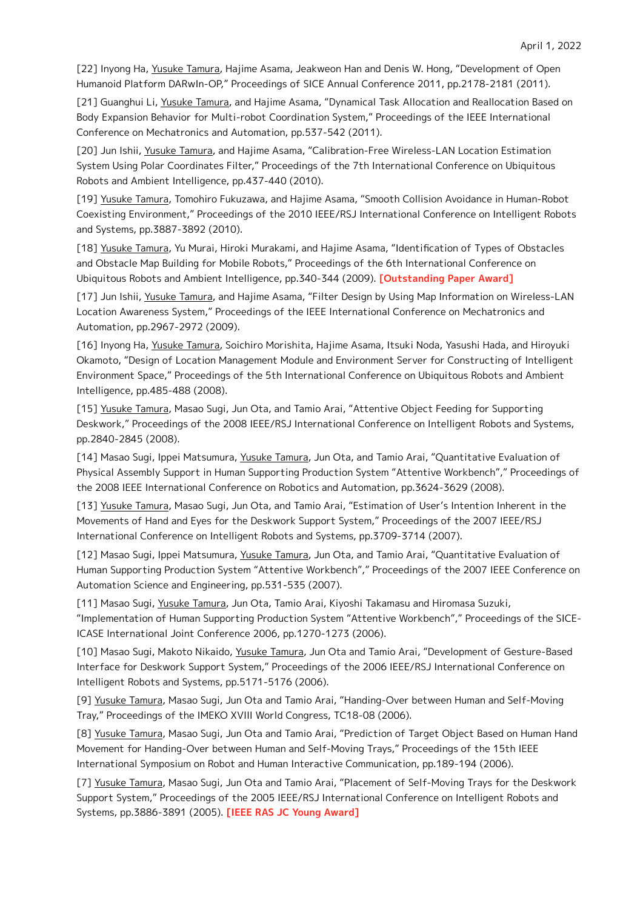[22] Inyong Ha, Yusuke Tamura, Hajime Asama, Jeakweon Han and Denis W. Hong, "Development of Open Humanoid Platform DARwIn-OP," Proceedings of SICE Annual Conference 2011, pp.2178-2181 (2011).

[21] Guanghui Li, Yusuke Tamura, and Hajime Asama, "Dynamical Task Allocation and Reallocation Based on Body Expansion Behavior for Multi-robot Coordination System," Proceedings of the IEEE International Conference on Mechatronics and Automation, pp.537-542 (2011).

[20] Jun Ishii, Yusuke Tamura, and Hajime Asama, "Calibration-Free Wireless-LAN Location Estimation System Using Polar Coordinates Filter," Proceedings of the 7th International Conference on Ubiquitous Robots and Ambient Intelligence, pp.437-440 (2010).

[19] Yusuke Tamura, Tomohiro Fukuzawa, and Hajime Asama, "Smooth Collision Avoidance in Human-Robot Coexisting Environment," Proceedings of the 2010 IEEE/RSJ International Conference on Intelligent Robots and Systems, pp.3887-3892 (2010).

[18] Yusuke Tamura, Yu Murai, Hiroki Murakami, and Hajime Asama, "Identification of Types of Obstacles and Obstacle Map Building for Mobile Robots," Proceedings of the 6th International Conference on Ubiquitous Robots and Ambient Intelligence, pp.340-344 (2009). **[Outstanding Paper Award]**

[17] Jun Ishii, Yusuke Tamura, and Hajime Asama, "Filter Design by Using Map Information on Wireless-LAN Location Awareness System," Proceedings of the IEEE International Conference on Mechatronics and Automation, pp.2967-2972 (2009).

[16] Inyong Ha, Yusuke Tamura, Soichiro Morishita, Hajime Asama, Itsuki Noda, Yasushi Hada, and Hiroyuki Okamoto, "Design of Location Management Module and Environment Server for Constructing of Intelligent Environment Space," Proceedings of the 5th International Conference on Ubiquitous Robots and Ambient Intelligence, pp.485-488 (2008).

[15] Yusuke Tamura, Masao Sugi, Jun Ota, and Tamio Arai, "Attentive Object Feeding for Supporting Deskwork," Proceedings of the 2008 IEEE/RSJ International Conference on Intelligent Robots and Systems, pp.2840-2845 (2008).

[14] Masao Sugi, Ippei Matsumura, Yusuke Tamura, Jun Ota, and Tamio Arai, "Quantitative Evaluation of Physical Assembly Support in Human Supporting Production System "Attentive Workbench"," Proceedings of the 2008 IEEE International Conference on Robotics and Automation, pp.3624-3629 (2008).

[13] Yusuke Tamura, Masao Sugi, Jun Ota, and Tamio Arai, "Estimation of User's Intention Inherent in the Movements of Hand and Eyes for the Deskwork Support System," Proceedings of the 2007 IEEE/RSJ International Conference on Intelligent Robots and Systems, pp.3709-3714 (2007).

[12] Masao Sugi, Ippei Matsumura, Yusuke Tamura, Jun Ota, and Tamio Arai, "Quantitative Evaluation of Human Supporting Production System "Attentive Workbench"," Proceedings of the 2007 IEEE Conference on Automation Science and Engineering, pp.531-535 (2007).

[11] Masao Sugi, Yusuke Tamura, Jun Ota, Tamio Arai, Kiyoshi Takamasu and Hiromasa Suzuki, "Implementation of Human Supporting Production System "Attentive Workbench"," Proceedings of the SICE-ICASE International Joint Conference 2006, pp.1270-1273 (2006).

[10] Masao Sugi, Makoto Nikaido, Yusuke Tamura, Jun Ota and Tamio Arai, "Development of Gesture-Based Interface for Deskwork Support System," Proceedings of the 2006 IEEE/RSJ International Conference on Intelligent Robots and Systems, pp.5171-5176 (2006).

[9] Yusuke Tamura, Masao Sugi, Jun Ota and Tamio Arai, "Handing-Over between Human and Self-Moving Tray," Proceedings of the IMEKO XVIII World Congress, TC18-08 (2006).

[8] Yusuke Tamura, Masao Sugi, Jun Ota and Tamio Arai, "Prediction of Target Object Based on Human Hand Movement for Handing-Over between Human and Self-Moving Trays," Proceedings of the 15th IEEE International Symposium on Robot and Human Interactive Communication, pp.189-194 (2006).

[7] Yusuke Tamura, Masao Sugi, Jun Ota and Tamio Arai, "Placement of Self-Moving Trays for the Deskwork Support System," Proceedings of the 2005 IEEE/RSJ International Conference on Intelligent Robots and Systems, pp.3886-3891 (2005). **[IEEE RAS JC Young Award]**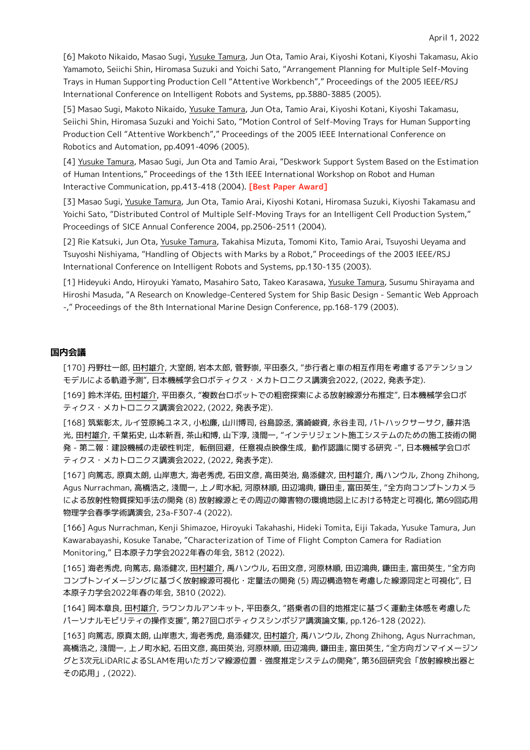[6] Makoto Nikaido, Masao Sugi, Yusuke Tamura, Jun Ota, Tamio Arai, Kiyoshi Kotani, Kiyoshi Takamasu, Akio Yamamoto, Seiichi Shin, Hiromasa Suzuki and Yoichi Sato, “Arrangement Planning for Multiple Self-Moving Trays in Human Supporting Production Cell “Attentive Workbench”,” Proceedings of the 2005 IEEE/RSJ International Conference on Intelligent Robots and Systems, pp.3880-3885 (2005).

[5] Masao Sugi, Makoto Nikaido, Yusuke Tamura, Jun Ota, Tamio Arai, Kiyoshi Kotani, Kiyoshi Takamasu, Seiichi Shin, Hiromasa Suzuki and Yoichi Sato, “Motion Control of Self-Moving Trays for Human Supporting Production Cell “Attentive Workbench”,” Proceedings of the 2005 IEEE International Conference on Robotics and Automation, pp.4091-4096 (2005).

[4] Yusuke Tamura, Masao Sugi, Jun Ota and Tamio Arai, “Deskwork Support System Based on the Estimation of Human Intentions,” Proceedings of the 13th IEEE International Workshop on Robot and Human Interactive Communication, pp.413-418 (2004). **[Best Paper Award]**

[3] Masao Sugi, Yusuke Tamura, Jun Ota, Tamio Arai, Kiyoshi Kotani, Hiromasa Suzuki, Kiyoshi Takamasu and Yoichi Sato, “Distributed Control of Multiple Self-Moving Trays for an Intelligent Cell Production System,” Proceedings of SICE Annual Conference 2004, pp.2506-2511 (2004).

[2] Rie Katsuki, Jun Ota, Yusuke Tamura, Takahisa Mizuta, Tomomi Kito, Tamio Arai, Tsuyoshi Ueyama and Tsuyoshi Nishiyama, “Handling of Objects with Marks by a Robot,” Proceedings of the 2003 IEEE/RSJ International Conference on Intelligent Robots and Systems, pp.130-135 (2003).

[1] Hideyuki Ando, Hiroyuki Yamato, Masahiro Sato, Takeo Karasawa, Yusuke Tamura, Susumu Shirayama and Hiroshi Masuda, “A Research on Knowledge-Centered System for Ship Basic Design - Semantic Web Approach -,” Proceedings of the 8th International Marine Design Conference, pp.168-179 (2003).

## 国内会議

[170] 丹野壮一郎, 田村雄介, 大室朗, 岩本太郎, 菅野崇, 平田泰久, “歩行者と車の相互作用を考慮するアテンションモデルによる軌道予測”, 日本機械学会ロボティクス・メカトロニクス講演会2022, (2022, 発表予定).

[169] 鈴木洋佑, 田村雄介, 平田泰久, “複数台ロボットでの粗密探索による放射線源分布推定”, 日本機械学会ロボティクス・メカトロニクス講演会2022, (2022, 発表予定).

[168] 筑紫彰太, ルイ笠原純ユネス, 小松廉, 山川博司, 谷島諒丞, 濱崎峻資, 永谷圭司, パトハックサーサク, 藤井浩光, 田村雄介, 千葉拓史, 山本新吾, 茶山和博, 山下淳, 淺間一, “インテリジェント施工システムのための施工技術の開発 - 第二報：建設機械の走破性判定，転倒回避，任意視点映像生成，動作認識に関する研究 -”, 日本機械学会ロボティクス・メカトロニクス講演会2022, (2022, 発表予定).

[167] 向篤志, 原真太朗, 山岸恵大, 海老秀虎, 石田文彦, 高田英治, 島添健次, 田村雄介, 禹ハンウル, Zhong Zhihong, Agus Nurrachman, 高橋浩之, 淺間一, 上ノ町水紀, 河原林順, 田辺鴻典, 鎌田圭, 富田英生, “全方向コンプトンカメラによる放射性物質探知手法の開発 (8) 放射線源とその周辺の障害物の環境地図上における特定と可視化, 第69回応用物理学会春季学術講演会, 23a-F307-4 (2022).

[166] Agus Nurrachman, Kenji Shimazoe, Hiroyuki Takahashi, Hideki Tomita, Eiji Takada, Yusuke Tamura, Jun Kawarabayashi, Kosuke Tanabe, “Characterization of Time of Flight Compton Camera for Radiation Monitoring,” 日本原子力学会2022年春の年会, 3B12 (2022).

[165] 海老秀虎, 向篤志, 島添健次, 田村雄介, 禹ハンウル, 石田文彦, 河原林順, 田辺鴻典, 鎌田圭, 富田英生, “全方向コンプトンイメージングに基づく放射線源可視化・定量法の開発 (5) 周辺構造物を考慮した線源同定と可視化”, 日本原子力学会2022年春の年会, 3B10 (2022).

[164] 岡本章良, 田村雄介, ラワンカルアンキット, 平田泰久, “搭乗者の目的地推定に基づく運動主体感を考慮したパーソナルモビリティの操作支援”, 第27回ロボティクスシンポジア講演論文集, pp.126-128 (2022).

[163] 向篤志, 原真太朗, 山岸恵大, 海老秀虎, 島添健次, 田村雄介, 禹ハンウル, Zhong Zhihong, Agus Nurrachman, 高橋浩之, 淺間一, 上ノ町水紀, 石田文彦, 高田英治, 河原林順, 田辺鴻典, 鎌田圭, 富田英生, “全方向ガンマイメージングと3次元LiDARによるSLAMを用いたガンマ線源位置・強度推定システムの開発”, 第36回研究会「放射線検出器とその応用」, (2022).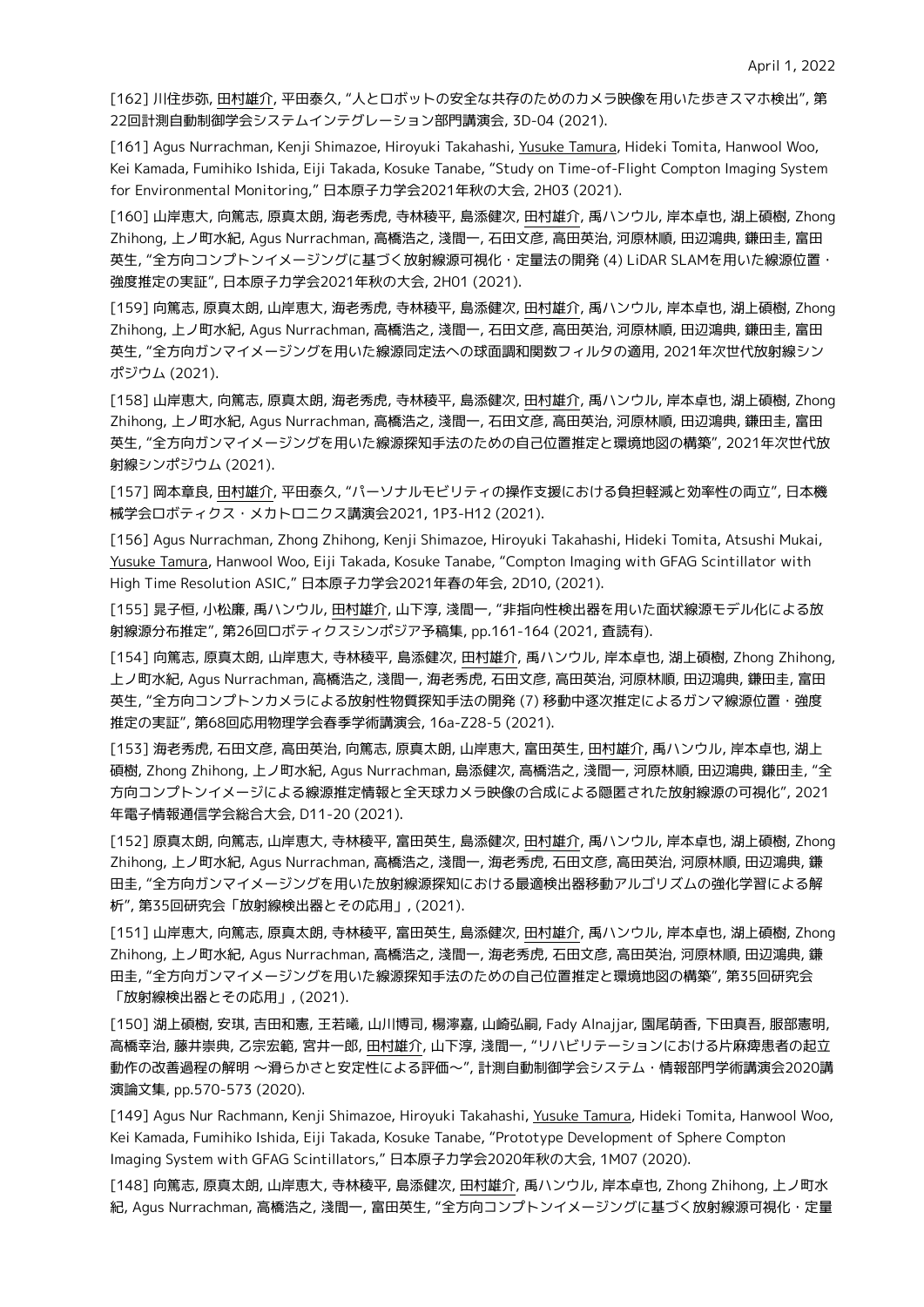[162] 川住歩弥, 田村雄介, 平田泰久, "人とロボットの安全な共存のためのカメラ映像を用いた歩きスマホ検出", 第22回計測自動制御学会システムインテグレーション部門講演会, 3D-04 (2021).

[161] Agus Nurrachman, Kenji Shimazoe, Hiroyuki Takahashi, Yusuke Tamura, Hideki Tomita, Hanwool Woo, Kei Kamada, Fumihiko Ishida, Eiji Takada, Kosuke Tanabe, "Study on Time-of-Flight Compton Imaging System for Environmental Monitoring," 日本原子力学会2021年秋の大会, 2H03 (2021).

[160] 山岸恵大, 向篤志, 原真太朗, 海老秀虎, 寺林稜平, 島添健次, 田村雄介, 禹ハンウル, 岸本卓也, 湖上碩樹, Zhong Zhihong, 上ノ町水紀, Agus Nurrachman, 高橋浩之, 浅間一, 石田文彦, 高田英治, 河原林順, 田辺鴻典, 鎌田圭, 富田英生, "全方向コンプトンイメージングに基づく放射線源可視化・定量法の開発 (4) LiDAR SLAMを用いた線源位置・強度推定の実証", 日本原子力学会2021年秋の大会, 2H01 (2021).

[159] 向篤志, 原真太朗, 山岸恵大, 海老秀虎, 寺林稜平, 島添健次, 田村雄介, 禹ハンウル, 岸本卓也, 湖上碩樹, Zhong Zhihong, 上ノ町水紀, Agus Nurrachman, 高橋浩之, 浅間一, 石田文彦, 高田英治, 河原林順, 田辺鴻典, 鎌田圭, 富田英生, "全方向ガンマイメージングを用いた線源同定法への球面調和関数フィルタの適用, 2021年次世代放射線シンポジウム (2021).

[158] 山岸恵大, 向篤志, 原真太朗, 海老秀虎, 寺林稜平, 島添健次, 田村雄介, 禹ハンウル, 岸本卓也, 湖上碩樹, Zhong Zhihong, 上ノ町水紀, Agus Nurrachman, 高橋浩之, 浅間一, 石田文彦, 高田英治, 河原林順, 田辺鴻典, 鎌田圭, 富田英生, "全方向ガンマイメージングを用いた線源探知手法のための自己位置推定と環境地図の構築", 2021年次世代放射線シンポジウム (2021).

[157] 岡本章良, 田村雄介, 平田泰久, "パーソナルモビリティの操作支援における負担軽減と効率性の両立", 日本機械学会ロボティクス・メカトロニクス講演会2021, 1P3-H12 (2021).

[156] Agus Nurrachman, Zhong Zhihong, Kenji Shimazoe, Hiroyuki Takahashi, Hideki Tomita, Atsushi Mukai, Yusuke Tamura, Hanwool Woo, Eiji Takada, Kosuke Tanabe, "Compton Imaging with GFAG Scintillator with High Time Resolution ASIC," 日本原子力学会2021年春の年会, 2D10, (2021).

[155] 晁子恒, 小松廉, 禹ハンウル, 田村雄介, 山下淳, 浅間一, "非指向性検出器を用いた面状線源モデル化による放射線源分布推定", 第26回ロボティクスシンポジア予稿集, pp.161-164 (2021, 査読有).

[154] 向篤志, 原真太朗, 山岸恵大, 寺林稜平, 島添健次, 田村雄介, 禹ハンウル, 岸本卓也, 湖上碩樹, Zhong Zhihong, 上ノ町水紀, Agus Nurrachman, 高橋浩之, 浅間一, 海老秀虎, 石田文彦, 高田英治, 河原林順, 田辺鴻典, 鎌田圭, 富田英生, "全方向コンプトンカメラによる放射性物質探知手法の開発 (7) 移動中逐次推定によるガンマ線源位置・強度推定の実証", 第68回応用物理学会春季学術講演会, 16a-Z28-5 (2021).

[153] 海老秀虎, 石田文彦, 高田英治, 向篤志, 原真太朗, 山岸恵大, 富田英生, 田村雄介, 禹ハンウル, 岸本卓也, 湖上碩樹, Zhong Zhihong, 上ノ町水紀, Agus Nurrachman, 島添健次, 高橋浩之, 浅間一, 河原林順, 田辺鴻典, 鎌田圭, "全方向コンプトンイメージによる線源推定情報と全天球カメラ映像の合成による隠匿された放射線源の可視化", 2021年電子情報通信学会総合大会, D11-20 (2021).

[152] 原真太朗, 向篤志, 山岸恵大, 寺林稜平, 富田英生, 島添健次, 田村雄介, 禹ハンウル, 岸本卓也, 湖上碩樹, Zhong Zhihong, 上ノ町水紀, Agus Nurrachman, 高橋浩之, 浅間一, 海老秀虎, 石田文彦, 高田英治, 河原林順, 田辺鴻典, 鎌田圭, "全方向ガンマイメージングを用いた放射線源探知における最適検出器移動アルゴリズムの強化学習による解析", 第35回研究会「放射線検出器とその応用」, (2021).

[151] 山岸恵大, 向篤志, 原真太朗, 寺林稜平, 富田英生, 島添健次, 田村雄介, 禹ハンウル, 岸本卓也, 湖上碩樹, Zhong Zhihong, 上ノ町水紀, Agus Nurrachman, 高橋浩之, 浅間一, 海老秀虎, 石田文彦, 高田英治, 河原林順, 田辺鴻典, 鎌田圭, "全方向ガンマイメージングを用いた線源探知手法のための自己位置推定と環境地図の構築", 第35回研究会「放射線検出器とその応用」, (2021).

[150] 湖上碩樹, 安琪, 吉田和憲, 王若曦, 山川博司, 楊濘嘉, 山崎弘嗣, Fady Alnajjar, 園尾萌香, 下田真吾, 服部憲明, 高橋幸治, 藤井崇典, 乙宗宏範, 宮井一郎, 田村雄介, 山下淳, 浅間一, "リハビリテーションにおける片麻痺患者の起立動作の改善過程の解明 〜滑らかさと安定性による評価〜", 計測自動制御学会システム・情報部門学術講演会2020講演論文集, pp.570-573 (2020).

[149] Agus Nur Rachmann, Kenji Shimazoe, Hiroyuki Takahashi, Yusuke Tamura, Hideki Tomita, Hanwool Woo, Kei Kamada, Fumihiko Ishida, Eiji Takada, Kosuke Tanabe, "Prototype Development of Sphere Compton Imaging System with GFAG Scintillators," 日本原子力学会2020年秋の大会, 1M07 (2020).

[148] 向篤志, 原真太朗, 山岸恵大, 寺林稜平, 島添健次, 田村雄介, 禹ハンウル, 岸本卓也, Zhong Zhihong, 上ノ町水紀, Agus Nurrachman, 高橋浩之, 浅間一, 富田英生, "全方向コンプトンイメージングに基づく放射線源可視化・定量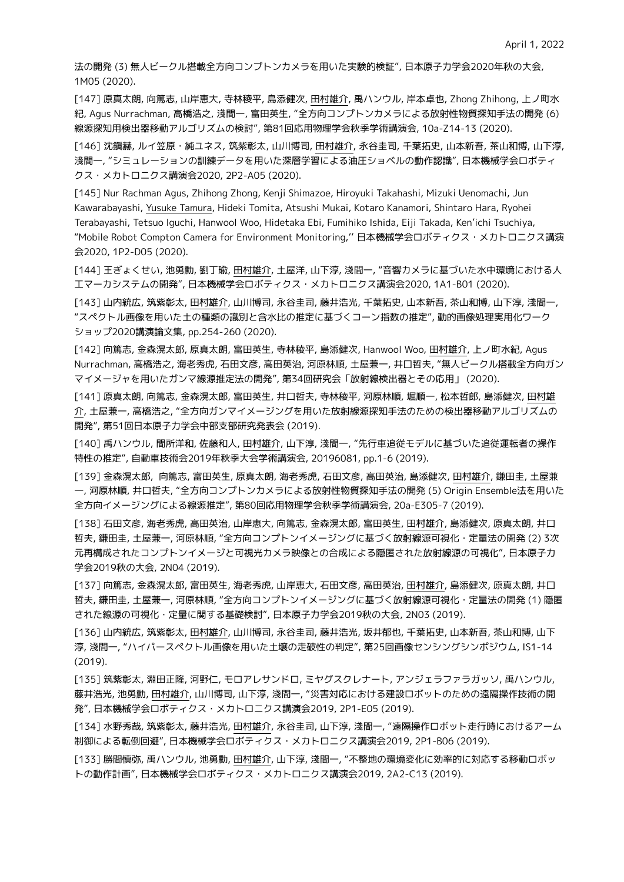法の開発 (3) 無人ビークル搭載全方向コンプトンカメラを用いた実験的検証", 日本原子力学会2020年秋の大会, 1M05 (2020).

[147] 原真太朗, 向篤志, 山岸恵大, 寺林稜平, 島添健次, 田村雄介, 禹ハンウル, 岸本卓也, Zhong Zhihong, 上ノ町水紀, Agus Nurrachman, 高橋浩之, 淺間一, 富田英生, "全方向コンプトンカメラによる放射性物質探知手法の開発 (6) 線源探知用検出器移動アルゴリズムの検討", 第81回応用物理学会秋季学術講演会, 10a-Z14-13 (2020).

[146] 沈鑛赫, ルイ笠原・純ユネス, 筑紫彰太, 山川博司, 田村雄介, 永谷圭司, 千葉拓史, 山本新吾, 茶山和博, 山下淳, 淺間一, "シミュレーションの訓練データを用いた深層学習による油圧ショベルの動作認識", 日本機械学会ロボティクス・メカトロニクス講演会2020, 2P2-A05 (2020).

[145] Nur Rachman Agus, Zhihong Zhong, Kenji Shimazoe, Hiroyuki Takahashi, Mizuki Uenomachi, Jun Kawarabayashi, Yusuke Tamura, Hideki Tomita, Atsushi Mukai, Kotaro Kanamori, Shintaro Hara, Ryohei Terabayashi, Tetsuo Iguchi, Hanwool Woo, Hidetaka Ebi, Fumihiko Ishida, Eiji Takada, Ken'ichi Tsuchiya, "Mobile Robot Compton Camera for Environment Monitoring,'' 日本機械学会ロボティクス・メカトロニクス講演会2020, 1P2-D05 (2020).

[144] 王ぎょくせい, 池勇勳, 劉丁瑜, 田村雄介, 土屋洋, 山下淳, 淺間一, "音響カメラに基づいた水中環境における人工マーカシステムの開発", 日本機械学会ロボティクス・メカトロニクス講演会2020, 1A1-B01 (2020).

[143] 山内統広, 筑紫彰太, 田村雄介, 山川博司, 永谷圭司, 藤井浩光, 千葉拓史, 山本新吾, 茶山和博, 山下淳, 淺間一, "スペクトル画像を用いた土の種類の識別と含水比の推定に基づくコーン指数の推定", 動的画像処理実用化ワークショップ2020講演論文集, pp.254-260 (2020).

[142] 向篤志, 金森滉太郎, 原真太朗, 富田英生, 寺林稜平, 島添健次, Hanwool Woo, 田村雄介, 上ノ町水紀, Agus Nurrachman, 高橋浩之, 海老秀虎, 石田文彦, 高田英治, 河原林順, 土屋兼一, 井口哲夫, "無人ビークル搭載全方向ガンマイメージャを用いたガンマ線源推定法の開発", 第34回研究会「放射線検出器とその応用」 (2020).

[141] 原真太朗, 向篤志, 金森滉太郎, 富田英生, 井口哲夫, 寺林稜平, 河原林順, 堀順一, 松本哲郎, 島添健次, 田村雄介, 土屋兼一, 高橋浩之, "全方向ガンマイメージングを用いた放射線源探知手法のための検出器移動アルゴリズムの開発", 第51回日本原子力学会中部支部研究発表会 (2019).

[140] 禹ハンウル, 間所洋和, 佐藤和人, 田村雄介, 山下淳, 淺間一, "先行車追従モデルに基づいた追従運転者の操作特性の推定", 自動車技術会2019年秋季大会学術講演会, 20196081, pp.1-6 (2019).

[139] 金森滉太郎, 向篤志, 富田英生, 原真太朗, 海老秀虎, 石田文彦, 高田英治, 島添健次, 田村雄介, 鎌田圭, 土屋兼一, 河原林順, 井口哲夫, "全方向コンプトンカメラによる放射性物質探知手法の開発 (5) Origin Ensemble法を用いた全方向イメージングによる線源推定", 第80回応用物理学会秋季学術講演会, 20a-E305-7 (2019).

[138] 石田文彦, 海老秀虎, 高田英治, 山岸恵大, 向篤志, 金森滉太郎, 富田英生, 田村雄介, 島添健次, 原真太朗, 井口哲夫, 鎌田圭, 土屋兼一, 河原林順, "全方向コンプトンイメージングに基づく放射線源可視化・定量法の開発 (2) 3次元再構成されたコンプトンイメージと可視光カメラ映像との合成による隠匿された放射線源の可視化", 日本原子力学会2019秋の大会, 2N04 (2019).

[137] 向篤志, 金森滉太郎, 富田英生, 海老秀虎, 山岸恵大, 石田文彦, 高田英治, 田村雄介, 島添健次, 原真太朗, 井口哲夫, 鎌田圭, 土屋兼一, 河原林順, "全方向コンプトンイメージングに基づく放射線源可視化・定量法の開発 (1) 隠匿された線源の可視化・定量に関する基礎検討", 日本原子力学会2019秋の大会, 2N03 (2019).

[136] 山内統広, 筑紫彰太, 田村雄介, 山川博司, 永谷圭司, 藤井浩光, 坂井郁也, 千葉拓史, 山本新吾, 茶山和博, 山下淳, 淺間一, "ハイパースペクトル画像を用いた土壌の走破性の判定", 第25回画像センシングシンポジウム, IS1-14 (2019).

[135] 筑紫彰太, 淵田正隆, 河野仁, モロアレサンドロ, ミヤグスクレナート, アンジェラファラガッソ, 禹ハンウル, 藤井浩光, 池勇勳, 田村雄介, 山川博司, 山下淳, 淺間一, "災害対応における建設ロボットのための遠隔操作技術の開発", 日本機械学会ロボティクス・メカトロニクス講演会2019, 2P1-E05 (2019).

[134] 水野秀哉, 筑紫彰太, 藤井浩光, 田村雄介, 永谷圭司, 山下淳, 淺間一, "遠隔操作ロボット走行時におけるアーム制御による転倒回避", 日本機械学会ロボティクス・メカトロニクス講演会2019, 2P1-B06 (2019).

[133] 勝間慎弥, 禹ハンウル, 池勇勳, 田村雄介, 山下淳, 淺間一, "不整地の環境変化に効率的に対応する移動ロボットの動作計画", 日本機械学会ロボティクス・メカトロニクス講演会2019, 2A2-C13 (2019).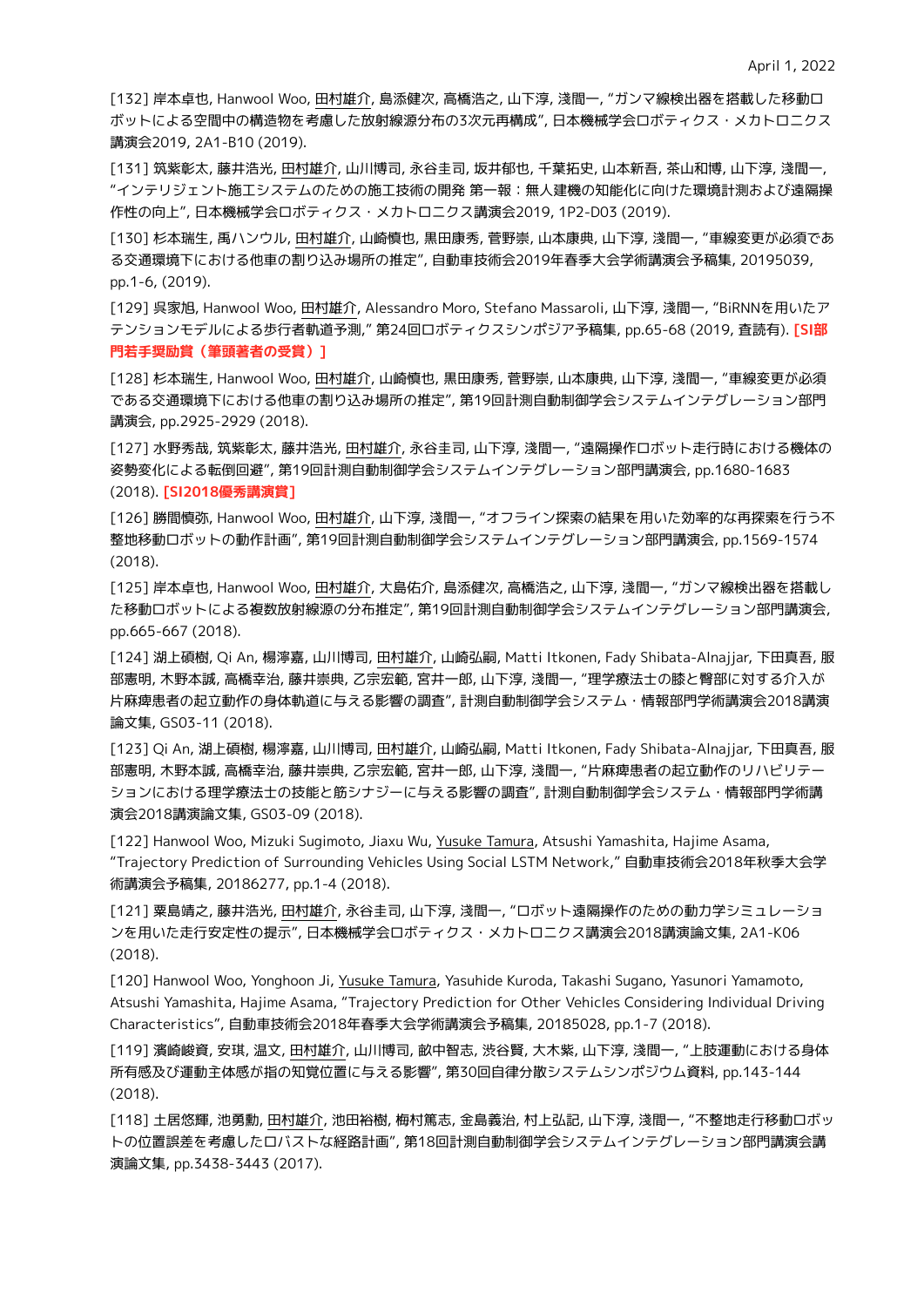[132] 岸本卓也, Hanwool Woo, 田村雄介, 島添健次, 高橋浩之, 山下淳, 淺間一, “ガンマ線検出器を搭載した移動ロボットによる空間中の構造物を考慮した放射線源分布の3次元再構成”, 日本機械学会ロボティクス・メカトロニクス講演会2019, 2A1-B10 (2019).

[131] 筑紫彰太, 藤井浩光, 田村雄介, 山川博司, 永谷圭司, 坂井郁也, 千葉拓史, 山本新吾, 茶山和博, 山下淳, 淺間一, “インテリジェント施工システムのための施工技術の開発 第一報：無人建機の知能化に向けた環境計測および遠隔操作性の向上”, 日本機械学会ロボティクス・メカトロニクス講演会2019, 1P2-D03 (2019).

[130] 杉本瑞生, 禹ハンウル, 田村雄介, 山崎慎也, 黒田康秀, 菅野崇, 山本康典, 山下淳, 淺間一, “車線変更が必須である交通環境下における他車の割り込み場所の推定”, 自動車技術会2019年春季大会学術講演会予稿集, 20195039, pp.1-6, (2019).

[129] 呉家旭, Hanwool Woo, 田村雄介, Alessandro Moro, Stefano Massaroli, 山下淳, 淺間一, “BiRNNを用いたアテンションモデルによる歩行者軌道予測,” 第24回ロボティクスシンポジア予稿集, pp.65-68 (2019, 査読有). **[SI部門若手奨励賞（筆頭著者の受賞）]**

[128] 杉本瑞生, Hanwool Woo, 田村雄介, 山崎慎也, 黒田康秀, 菅野崇, 山本康典, 山下淳, 淺間一, “車線変更が必須である交通環境下における他車の割り込み場所の推定”, 第19回計測自動制御学会システムインテグレーション部門講演会, pp.2925-2929 (2018).

[127] 水野秀哉, 筑紫彰太, 藤井浩光, 田村雄介, 永谷圭司, 山下淳, 淺間一, “遠隔操作ロボット走行時における機体の姿勢変化による転倒回避”, 第19回計測自動制御学会システムインテグレーション部門講演会, pp.1680-1683 (2018). **[SI2018優秀講演賞]**

[126] 勝間慎弥, Hanwool Woo, 田村雄介, 山下淳, 淺間一, “オフライン探索の結果を用いた効率的な再探索を行う不整地移動ロボットの動作計画”, 第19回計測自動制御学会システムインテグレーション部門講演会, pp.1569-1574 (2018).

[125] 岸本卓也, Hanwool Woo, 田村雄介, 大島佑介, 島添健次, 高橋浩之, 山下淳, 淺間一, “ガンマ線検出器を搭載した移動ロボットによる複数放射線源の分布推定”, 第19回計測自動制御学会システムインテグレーション部門講演会, pp.665-667 (2018).

[124] 湖上碩樹, Qi An, 楊濘嘉, 山川博司, 田村雄介, 山崎弘嗣, Matti Itkonen, Fady Shibata-Alnajjar, 下田真吾, 服部憲明, 木野本誠, 高橋幸治, 藤井崇典, 乙宗宏範, 宮井一郎, 山下淳, 淺間一, “理学療法士の膝と臀部に対する介入が片麻痺患者の起立動作の身体軌道に与える影響の調査”, 計測自動制御学会システム・情報部門学術講演会2018講演論文集, GS03-11 (2018).

[123] Qi An, 湖上碩樹, 楊濘嘉, 山川博司, 田村雄介, 山崎弘嗣, Matti Itkonen, Fady Shibata-Alnajjar, 下田真吾, 服部憲明, 木野本誠, 高橋幸治, 藤井崇典, 乙宗宏範, 宮井一郎, 山下淳, 淺間一, “片麻痺患者の起立動作のリハビリテーションにおける理学療法士の技能と筋シナジーに与える影響の調査”, 計測自動制御学会システム・情報部門学術講演会2018講演論文集, GS03-09 (2018).

[122] Hanwool Woo, Mizuki Sugimoto, Jiaxu Wu, Yusuke Tamura, Atsushi Yamashita, Hajime Asama, “Trajectory Prediction of Surrounding Vehicles Using Social LSTM Network,” 自動車技術会2018年秋季大会学術講演会予稿集, 20186277, pp.1-4 (2018).

[121] 粟島靖之, 藤井浩光, 田村雄介, 永谷圭司, 山下淳, 淺間一, “ロボット遠隔操作のための動力学シミュレーションを用いた走行安定性の提示”, 日本機械学会ロボティクス・メカトロニクス講演会2018講演論文集, 2A1-K06 (2018).

[120] Hanwool Woo, Yonghoon Ji, Yusuke Tamura, Yasuhide Kuroda, Takashi Sugano, Yasunori Yamamoto, Atsushi Yamashita, Hajime Asama, “Trajectory Prediction for Other Vehicles Considering Individual Driving Characteristics”, 自動車技術会2018年春季大会学術講演会予稿集, 20185028, pp.1-7 (2018).

[119] 濱崎峻資, 安琪, 温文, 田村雄介, 山川博司, 畝中智志, 渋谷賢, 大木紫, 山下淳, 淺間一, “上肢運動における身体所有感及び運動主体感が指の知覚位置に与える影響”, 第30回自律分散システムシンポジウム資料, pp.143-144 (2018).

[118] 土居悠輝, 池勇勳, 田村雄介, 池田裕樹, 梅村篤志, 金島義治, 村上弘記, 山下淳, 淺間一, “不整地走行移動ロボットの位置誤差を考慮したロバストな経路計画”, 第18回計測自動制御学会システムインテグレーション部門講演会講演論文集, pp.3438-3443 (2017).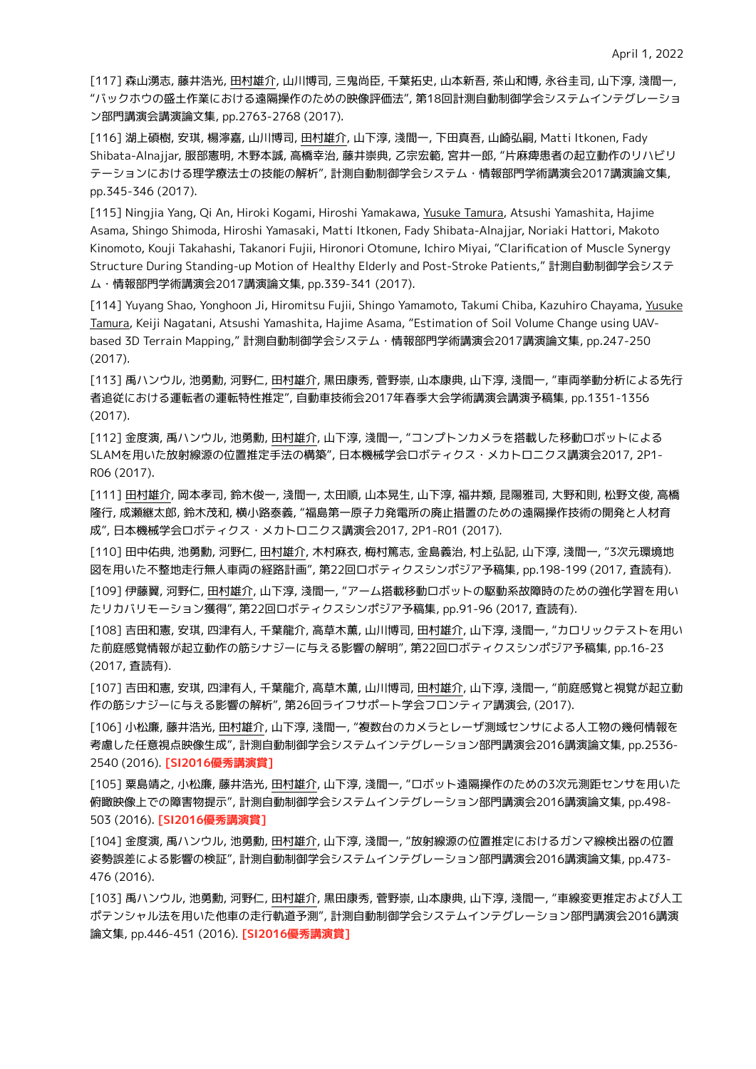[117] 森山湧志, 藤井浩光, 田村雄介, 山川博司, 三鬼尚臣, 千葉拓史, 山本新吾, 茶山和博, 永谷圭司, 山下淳, 淺間一, “バックホウの盛土作業における遠隔操作のための映像評価法”, 第18回計測自動制御学会システムインテグレーション部門講演会講演論文集, pp.2763-2768 (2017).

[116] 湖上碩樹, 安琪, 楊濘嘉, 山川博司, 田村雄介, 山下淳, 淺間一, 下田真吾, 山﨑弘嗣, Matti Itkonen, Fady Shibata-Alnajjar, 服部憲明, 木野本誠, 高橋幸治, 藤井崇典, 乙宗宏範, 宮井一郎, “片麻痺患者の起立動作のリハビリテーションにおける理学療法士の技能の解析”, 計測自動制御学会システム・情報部門学術講演会2017講演論文集, pp.345-346 (2017).

[115] Ningjia Yang, Qi An, Hiroki Kogami, Hiroshi Yamakawa, Yusuke Tamura, Atsushi Yamashita, Hajime Asama, Shingo Shimoda, Hiroshi Yamasaki, Matti Itkonen, Fady Shibata-Alnajjar, Noriaki Hattori, Makoto Kinomoto, Kouji Takahashi, Takanori Fujii, Hironori Otomune, Ichiro Miyai, “Clarification of Muscle Synergy Structure During Standing-up Motion of Healthy Elderly and Post-Stroke Patients,” 計測自動制御学会システム・情報部門学術講演会2017講演論文集, pp.339-341 (2017).

[114] Yuyang Shao, Yonghoon Ji, Hiromitsu Fujii, Shingo Yamamoto, Takumi Chiba, Kazuhiro Chayama, Yusuke Tamura, Keiji Nagatani, Atsushi Yamashita, Hajime Asama, “Estimation of Soil Volume Change using UAV-based 3D Terrain Mapping,” 計測自動制御学会システム・情報部門学術講演会2017講演論文集, pp.247-250 (2017).

[113] 禹ハンウル, 池勇勳, 河野仁, 田村雄介, 黒田康秀, 菅野崇, 山本康典, 山下淳, 淺間一, “車両挙動分析による先行者追従における運転者の運転特性推定”, 自動車技術会2017年春季大会学術講演会講演予稿集, pp.1351-1356 (2017).

[112] 金度演, 禹ハンウル, 池勇勳, 田村雄介, 山下淳, 淺間一, “コンプトンカメラを搭載した移動ロボットによるSLAMを用いた放射線源の位置推定手法の構築”, 日本機械学会ロボティクス・メカトロニクス講演会2017, 2P1-R06 (2017).

[111] 田村雄介, 岡本孝司, 鈴木俊一, 淺間一, 太田順, 山本晃生, 山下淳, 福井類, 昆陽雅司, 大野和則, 松野文俊, 高橋隆行, 成瀬継太郎, 鈴木茂和, 横小路泰義, “福島第一原子力発電所の廃止措置のための遠隔操作技術の開発と人材育成”, 日本機械学会ロボティクス・メカトロニクス講演会2017, 2P1-R01 (2017).

[110] 田中佑典, 池勇勳, 河野仁, 田村雄介, 木村麻衣, 梅村篤志, 金島義治, 村上弘記, 山下淳, 淺間一, “3次元環境地図を用いた不整地走行無人車両の経路計画”, 第22回ロボティクスシンポジア予稿集, pp.198-199 (2017, 査読有).

[109] 伊藤翼, 河野仁, 田村雄介, 山下淳, 淺間一, “アーム搭載移動ロボットの駆動系故障時のための強化学習を用いたリカバリモーション獲得”, 第22回ロボティクスシンポジア予稿集, pp.91-96 (2017, 査読有).

[108] 吉田和憲, 安琪, 四津有人, 千葉龍介, 高草木薫, 山川博司, 田村雄介, 山下淳, 淺間一, “カロリックテストを用いた前庭感覚情報が起立動作の筋シナジーに与える影響の解明”, 第22回ロボティクスシンポジア予稿集, pp.16-23 (2017, 査読有).

[107] 吉田和憲, 安琪, 四津有人, 千葉龍介, 高草木薫, 山川博司, 田村雄介, 山下淳, 淺間一, “前庭感覚と視覚が起立動作の筋シナジーに与える影響の解析”, 第26回ライフサポート学会フロンティア講演会, (2017).

[106] 小松廉, 藤井浩光, 田村雄介, 山下淳, 淺間一, “複数台のカメラとレーザ測域センサによる人工物の幾何情報を考慮した任意視点映像生成”, 計測自動制御学会システムインテグレーション部門講演会2016講演論文集, pp.2536-2540 (2016). **[SI2016優秀講演賞]**

[105] 粟島靖之, 小松廉, 藤井浩光, 田村雄介, 山下淳, 淺間一, “ロボット遠隔操作のための3次元測距センサを用いた俯瞰映像上での障害物提示”, 計測自動制御学会システムインテグレーション部門講演会2016講演論文集, pp.498-503 (2016). **[SI2016優秀講演賞]**

[104] 金度演, 禹ハンウル, 池勇勳, 田村雄介, 山下淳, 淺間一, “放射線源の位置推定におけるガンマ線検出器の位置姿勢誤差による影響の検証”, 計測自動制御学会システムインテグレーション部門講演会2016講演論文集, pp.473-476 (2016).

[103] 禹ハンウル, 池勇勳, 河野仁, 田村雄介, 黒田康秀, 菅野崇, 山本康典, 山下淳, 淺間一, “車線変更推定および人工ポテンシャル法を用いた他車の走行軌道予測”, 計測自動制御学会システムインテグレーション部門講演会2016講演論文集, pp.446-451 (2016). **[SI2016優秀講演賞]**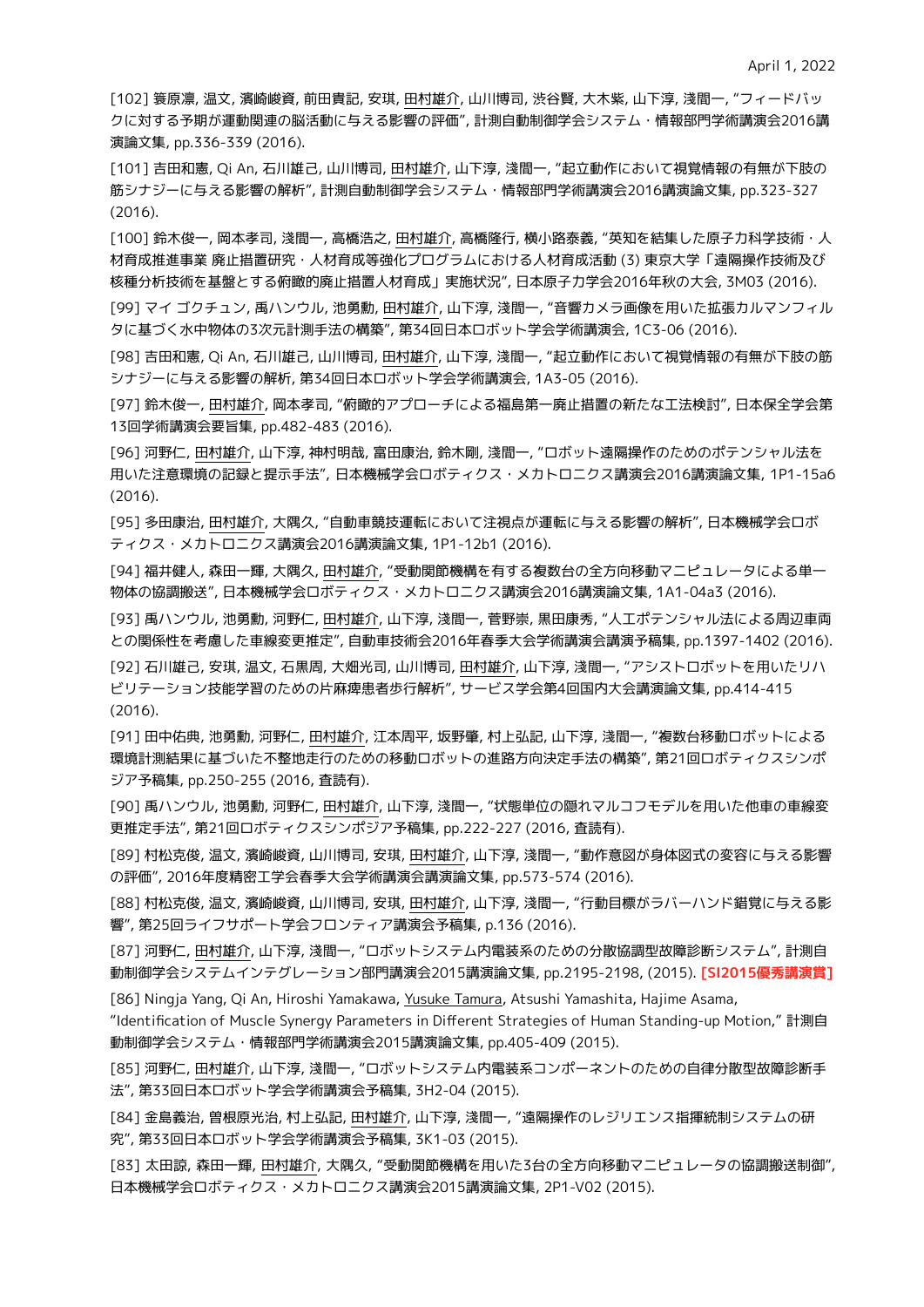[102] 簑原凜, 温文, 濱崎峻資, 前田貴記, 安琪, 田村雄介, 山川博司, 渋谷賢, 大木紫, 山下淳, 淺間一, "フィードバックに対する予期が運動関連の脳活動に与える影響の評価", 計測自動制御学会システム・情報部門学術講演会2016講演論文集, pp.336-339 (2016).

[101] 吉田和憲, Qi An, 石川雄己, 山川博司, 田村雄介, 山下淳, 淺間一, "起立動作において視覚情報の有無が下肢の筋シナジーに与える影響の解析", 計測自動制御学会システム・情報部門学術講演会2016講演論文集, pp.323-327 (2016).

[100] 鈴木俊一, 岡本孝司, 淺間一, 高橋浩之, 田村雄介, 高橋隆行, 横小路泰義, "英知を結集した原子力科学技術・人材育成推進事業 廃止措置研究・人材育成等強化プログラムにおける人材育成活動 (3) 東京大学「遠隔操作技術及び核種分析技術を基盤とする俯瞰的廃止措置人材育成」実施状況", 日本原子力学会2016年秋の大会, 3M03 (2016).

[99] マイ ゴクチュン, 禹ハンウル, 池勇勳, 田村雄介, 山下淳, 淺間一, "音響カメラ画像を用いた拡張カルマンフィルタに基づく水中物体の3次元計測手法の構築", 第34回日本ロボット学会学術講演会, 1C3-06 (2016).

[98] 吉田和憲, Qi An, 石川雄己, 山川博司, 田村雄介, 山下淳, 淺間一, "起立動作において視覚情報の有無が下肢の筋シナジーに与える影響の解析, 第34回日本ロボット学会学術講演会, 1A3-05 (2016).

[97] 鈴木俊一, 田村雄介, 岡本孝司, "俯瞰的アプローチによる福島第一廃止措置の新たな工法検討", 日本保全学会第13回学術講演会要旨集, pp.482-483 (2016).

[96] 河野仁, 田村雄介, 山下淳, 神村明哉, 富田康治, 鈴木剛, 淺間一, "ロボット遠隔操作のためのポテンシャル法を用いた注意環境の記録と提示手法", 日本機械学会ロボティクス・メカトロニクス講演会2016講演論文集, 1P1-15a6 (2016).

[95] 多田康治, 田村雄介, 大隅久, "自動車競技運転において注視点が運転に与える影響の解析", 日本機械学会ロボティクス・メカトロニクス講演会2016講演論文集, 1P1-12b1 (2016).

[94] 福井健人, 森田一輝, 大隅久, 田村雄介, "受動関節機構を有する複数台の全方向移動マニピュレータによる単一物体の協調搬送", 日本機械学会ロボティクス・メカトロニクス講演会2016講演論文集, 1A1-04a3 (2016).

[93] 禹ハンウル, 池勇勳, 河野仁, 田村雄介, 山下淳, 淺間一, 菅野崇, 黒田康秀, "人工ポテンシャル法による周辺車両との関係性を考慮した車線変更推定", 自動車技術会2016年春季大会学術講演会講演予稿集, pp.1397-1402 (2016).

[92] 石川雄己, 安琪, 温文, 石黒周, 大畑光司, 山川博司, 田村雄介, 山下淳, 淺間一, "アシストロボットを用いたリハビリテーション技能学習のための片麻痺患者歩行解析", サービス学会第4回国内大会講演論文集, pp.414-415 (2016).

[91] 田中佑典, 池勇勳, 河野仁, 田村雄介, 江本周平, 坂野肇, 村上弘記, 山下淳, 淺間一, "複数台移動ロボットによる環境計測結果に基づいた不整地走行のための移動ロボットの進路方向決定手法の構築", 第21回ロボティクスシンポジア予稿集, pp.250-255 (2016, 査読有).

[90] 禹ハンウル, 池勇勳, 河野仁, 田村雄介, 山下淳, 淺間一, "状態単位の隠れマルコフモデルを用いた他車の車線変更推定手法", 第21回ロボティクスシンポジア予稿集, pp.222-227 (2016, 査読有).

[89] 村松克俊, 温文, 濱崎峻資, 山川博司, 安琪, 田村雄介, 山下淳, 淺間一, "動作意図が身体図式の変容に与える影響の評価", 2016年度精密工学会春季大会学術講演会講演論文集, pp.573-574 (2016).

[88] 村松克俊, 温文, 濱崎峻資, 山川博司, 安琪, 田村雄介, 山下淳, 淺間一, "行動目標がラバーハンド錯覚に与える影響", 第25回ライフサポート学会フロンティア講演会予稿集, p.136 (2016).

[87] 河野仁, 田村雄介, 山下淳, 淺間一, "ロボットシステム内電装系のための分散協調型故障診断システム", 計測自動制御学会システムインテグレーション部門講演会2015講演論文集, pp.2195-2198, (2015). **[SI2015優秀講演賞]**

[86] Ningja Yang, Qi An, Hiroshi Yamakawa, Yusuke Tamura, Atsushi Yamashita, Hajime Asama, "Identification of Muscle Synergy Parameters in Different Strategies of Human Standing-up Motion," 計測自動制御学会システム・情報部門学術講演会2015講演論文集, pp.405-409 (2015).

[85] 河野仁, 田村雄介, 山下淳, 淺間一, "ロボットシステム内電装系コンポーネントのための自律分散型故障診断手法", 第33回日本ロボット学会学術講演会予稿集, 3H2-04 (2015).

[84] 金島義治, 曽根原光治, 村上弘記, 田村雄介, 山下淳, 淺間一, "遠隔操作のレジリエンス指揮統制システムの研究", 第33回日本ロボット学会学術講演会予稿集, 3K1-03 (2015).

[83] 太田諒, 森田一輝, 田村雄介, 大隅久, "受動関節機構を用いた3台の全方向移動マニピュレータの協調搬送制御", 日本機械学会ロボティクス・メカトロニクス講演会2015講演論文集, 2P1-V02 (2015).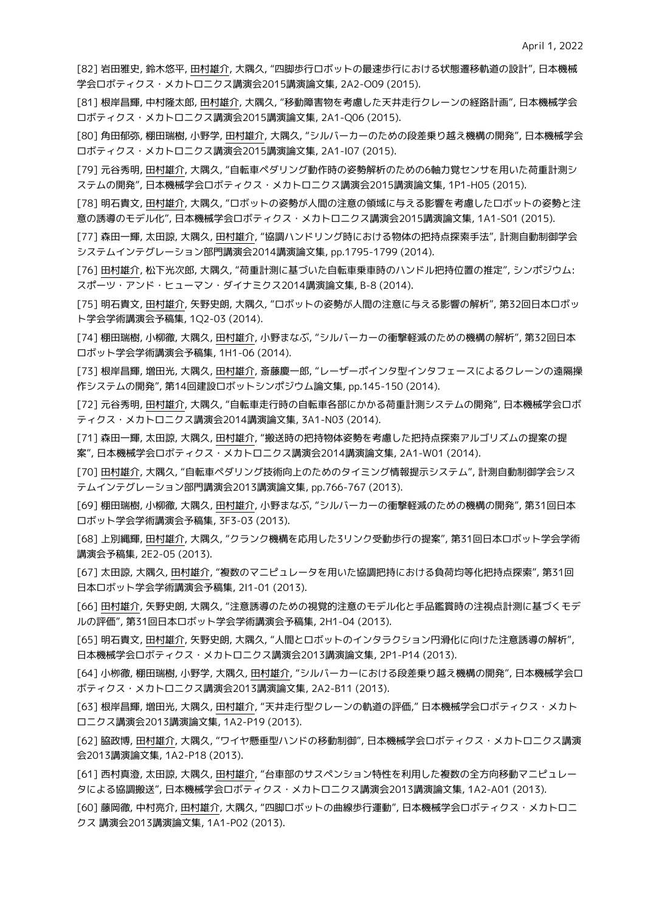[82] 岩田雅史, 鈴木悠平, 田村雄介, 大隅久, "四脚歩行ロボットの最速歩行における状態遷移軌道の設計", 日本機械学会ロボティクス・メカトロニクス講演会2015講演論文集, 2A2-O09 (2015).

[81] 根岸昌輝, 中村隆太郎, 田村雄介, 大隅久, "移動障害物を考慮した天井走行クレーンの経路計画", 日本機械学会ロボティクス・メカトロニクス講演会2015講演論文集, 2A1-Q06 (2015).

[80] 角田郁弥, 棚田瑞樹, 小野学, 田村雄介, 大隅久, "シルバーカーのための段差乗り越え機構の開発", 日本機械学会ロボティクス・メカトロニクス講演会2015講演論文集, 2A1-I07 (2015).

[79] 元谷秀明, 田村雄介, 大隅久, "自転車ペダリング動作時の姿勢解析のための6軸力覚センサを用いた荷重計測システムの開発", 日本機械学会ロボティクス・メカトロニクス講演会2015講演論文集, 1P1-H05 (2015).

[78] 明石貴文, 田村雄介, 大隅久, "ロボットの姿勢が人間の注意の領域に与える影響を考慮したロボットの姿勢と注意の誘導のモデル化", 日本機械学会ロボティクス・メカトロニクス講演会2015講演論文集, 1A1-S01 (2015).

[77] 森田一輝, 太田諒, 大隅久, 田村雄介, "協調ハンドリング時における物体の把持点探索手法", 計測自動制御学会システムインテグレーション部門講演会2014講演論文集, pp.1795-1799 (2014).

[76] 田村雄介, 松下光次郎, 大隅久, "荷重計測に基づいた自転車乗車時のハンドル把持位置の推定", シンポジウム: スポーツ・アンド・ヒューマン・ダイナミクス2014講演論文集, B-8 (2014).

[75] 明石貴文, 田村雄介, 矢野史朗, 大隅久, "ロボットの姿勢が人間の注意に与える影響の解析", 第32回日本ロボット学会学術講演会予稿集, 1Q2-03 (2014).

[74] 棚田瑞樹, 小柳徹, 大隅久, 田村雄介, 小野まなぶ, "シルバーカーの衝撃軽減のための機構の解析", 第32回日本ロボット学会学術講演会予稿集, 1H1-06 (2014).

[73] 根岸昌輝, 増田光, 大隅久, 田村雄介, 斎藤慶一郎, "レーザーポインタ型インタフェースによるクレーンの遠隔操作システムの開発", 第14回建設ロボットシンポジウム論文集, pp.145-150 (2014).

[72] 元谷秀明, 田村雄介, 大隅久, "自転車走行時の自転車各部にかかる荷重計測システムの開発", 日本機械学会ロボティクス・メカトロニクス講演会2014講演論文集, 3A1-N03 (2014).

[71] 森田一輝, 太田諒, 大隅久, 田村雄介, "搬送時の把持物体姿勢を考慮した把持点探索アルゴリズムの提案の提案", 日本機械学会ロボティクス・メカトロニクス講演会2014講演論文集, 2A1-W01 (2014).

[70] 田村雄介, 大隅久, "自転車ペダリング技術向上のためのタイミング情報提示システム", 計測自動制御学会システムインテグレーション部門講演会2013講演論文集, pp.766-767 (2013).

[69] 棚田瑞樹, 小柳徹, 大隅久, 田村雄介, 小野まなぶ, "シルバーカーの衝撃軽減のための機構の開発", 第31回日本ロボット学会学術講演会予稿集, 3F3-03 (2013).

[68] 上別縄輝, 田村雄介, 大隅久, "クランク機構を応用した3リンク受動歩行の提案", 第31回日本ロボット学会学術講演会予稿集, 2E2-05 (2013).

[67] 太田諒, 大隅久, 田村雄介, "複数のマニピュレータを用いた協調把持における負荷均等化把持点探索", 第31回日本ロボット学会学術講演会予稿集, 2I1-01 (2013).

[66] 田村雄介, 矢野史朗, 大隅久, "注意誘導のための視覚的注意のモデル化と手品鑑賞時の注視点計測に基づくモデルの評価", 第31回日本ロボット学会学術講演会予稿集, 2H1-04 (2013).

[65] 明石貴文, 田村雄介, 矢野史朗, 大隅久, "人間とロボットのインタラクション円滑化に向けた注意誘導の解析", 日本機械学会ロボティクス・メカトロニクス講演会2013講演論文集, 2P1-P14 (2013).

[64] 小柳徹, 棚田瑞樹, 小野学, 大隅久, 田村雄介, "シルバーカーにおける段差乗り越え機構の開発", 日本機械学会ロボティクス・メカトロニクス講演会2013講演論文集, 2A2-B11 (2013).

[63] 根岸昌輝, 増田光, 大隅久, 田村雄介, "天井走行型クレーンの軌道の評価," 日本機械学会ロボティクス・メカトロニクス講演会2013講演論文集, 1A2-P19 (2013).

[62] 脇政博, 田村雄介, 大隅久, "ワイヤ懸垂型ハンドの移動制御", 日本機械学会ロボティクス・メカトロニクス講演会2013講演論文集, 1A2-P18 (2013).

[61] 西村真澄, 太田諒, 大隅久, 田村雄介, "台車部のサスペンション特性を利用した複数の全方向移動マニピュレータによる協調搬送", 日本機械学会ロボティクス・メカトロニクス講演会2013講演論文集, 1A2-A01 (2013).

[60] 藤岡徹, 中村亮介, 田村雄介, 大隅久, "四脚ロボットの曲線歩行運動", 日本機械学会ロボティクス・メカトロニクス 講演会2013講演論文集, 1A1-P02 (2013).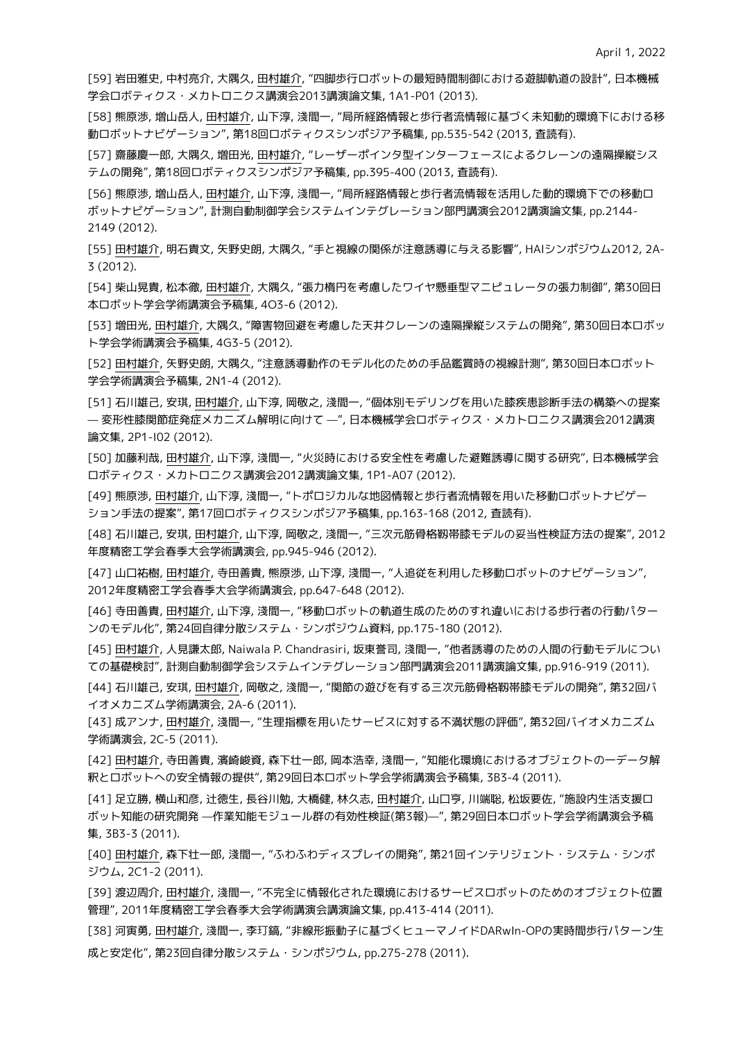[59] 岩田雅史, 中村亮介, 大隅久, 田村雄介, "四脚歩行ロボットの最短時間制御における遊脚軌道の設計", 日本機械学会ロボティクス・メカトロニクス講演会2013講演論文集, 1A1-P01 (2013).

[58] 熊原渉, 増山岳人, 田村雄介, 山下淳, 淺間一, "局所経路情報と歩行者流情報に基づく未知動的環境下における移動ロボットナビゲーション", 第18回ロボティクスシンポジア予稿集, pp.535-542 (2013, 査読有).

[57] 齋藤慶一郎, 大隅久, 増田光, 田村雄介, "レーザーポインタ型インターフェースによるクレーンの遠隔操縦システムの開発", 第18回ロボティクスシンポジア予稿集, pp.395-400 (2013, 査読有).

[56] 熊原渉, 増山岳人, 田村雄介, 山下淳, 淺間一, "局所経路情報と歩行者流情報を活用した動的環境下での移動ロボットナビゲーション", 計測自動制御学会システムインテグレーション部門講演会2012講演論文集, pp.2144-2149 (2012).

[55] 田村雄介, 明石貴文, 矢野史朗, 大隅久, "手と視線の関係が注意誘導に与える影響", HAIシンポジウム2012, 2A-3 (2012).

[54] 柴山晃貴, 松本徹, 田村雄介, 大隅久, "張力楕円を考慮したワイヤ懸垂型マニピュレータの張力制御", 第30回日本ロボット学会学術講演会予稿集, 4O3-6 (2012).

[53] 増田光, 田村雄介, 大隅久, "障害物回避を考慮した天井クレーンの遠隔操縦システムの開発", 第30回日本ロボット学会学術講演会予稿集, 4G3-5 (2012).

[52] 田村雄介, 矢野史朗, 大隅久, "注意誘導動作のモデル化のための手品鑑賞時の視線計測", 第30回日本ロボット学会学術講演会予稿集, 2N1-4 (2012).

[51] 石川雄己, 安琪, 田村雄介, 山下淳, 岡敬之, 淺間一, "個体別モデリングを用いた膝疾患診断手法の構築への提案 — 変形性膝関節症発症メカニズム解明に向けて —", 日本機械学会ロボティクス・メカトロニクス講演会2012講演論文集, 2P1-I02 (2012).

[50] 加藤利哉, 田村雄介, 山下淳, 淺間一, "火災時における安全性を考慮した避難誘導に関する研究", 日本機械学会ロボティクス・メカトロニクス講演会2012講演論文集, 1P1-A07 (2012).

[49] 熊原渉, 田村雄介, 山下淳, 淺間一, "トポロジカルな地図情報と歩行者流情報を用いた移動ロボットナビゲーション手法の提案", 第17回ロボティクスシンポジア予稿集, pp.163-168 (2012, 査読有).

[48] 石川雄己, 安琪, 田村雄介, 山下淳, 岡敬之, 淺間一, "三次元筋骨格靭帯膝モデルの妥当性検証方法の提案", 2012年度精密工学会春季大会学術講演会, pp.945-946 (2012).

[47] 山口祐樹, 田村雄介, 寺田善貴, 熊原渉, 山下淳, 淺間一, "人追従を利用した移動ロボットのナビゲーション", 2012年度精密工学会春季大会学術講演会, pp.647-648 (2012).

[46] 寺田善貴, 田村雄介, 山下淳, 淺間一, "移動ロボットの軌道生成のためのすれ違いにおける歩行者の行動パターンのモデル化", 第24回自律分散システム・シンポジウム資料, pp.175-180 (2012).

[45] 田村雄介, 人見謙太郎, Naiwala P. Chandrasiri, 坂東誉司, 淺間一, "他者誘導のための人間の行動モデルについての基礎検討", 計測自動制御学会システムインテグレーション部門講演会2011講演論文集, pp.916-919 (2011).

[44] 石川雄己, 安琪, 田村雄介, 岡敬之, 淺間一, "関節の遊びを有する三次元筋骨格靭帯膝モデルの開発", 第32回バイオメカニズム学術講演会, 2A-6 (2011).

[43] 成アンナ, 田村雄介, 淺間一, "生理指標を用いたサービスに対する不満状態の評価", 第32回バイオメカニズム学術講演会, 2C-5 (2011).

[42] 田村雄介, 寺田善貴, 濱崎峻資, 森下壮一郎, 岡本浩幸, 淺間一, "知能化環境におけるオブジェクトの一データ解釈とロボットへの安全情報の提供", 第29回日本ロボット学会学術講演会予稿集, 3B3-4 (2011).

[41] 足立勝, 横山和彦, 辻徳生, 長谷川勉, 大橋健, 林久志, 田村雄介, 山口亨, 川端聡, 松坂要佐, "施設内生活支援ロボット知能の研究開発 —作業知能モジュール群の有効性検証(第3報)—", 第29回日本ロボット学会学術講演会予稿集, 3B3-3 (2011).

[40] 田村雄介, 森下壮一郎, 淺間一, "ふわふわディスプレイの開発", 第21回インテリジェント・システム・シンポジウム, 2C1-2 (2011).

[39] 渡辺周介, 田村雄介, 淺間一, "不完全に情報化された環境におけるサービスロボットのためのオブジェクト位置管理", 2011年度精密工学会春季大会学術講演会講演論文集, pp.413-414 (2011).

[38] 河寅勇, 田村雄介, 淺間一, 李玎鎬, "非線形振動子に基づくヒューマノイドDARwIn-OPの実時間歩行パターン生成と安定化", 第23回自律分散システム・シンポジウム, pp.275-278 (2011).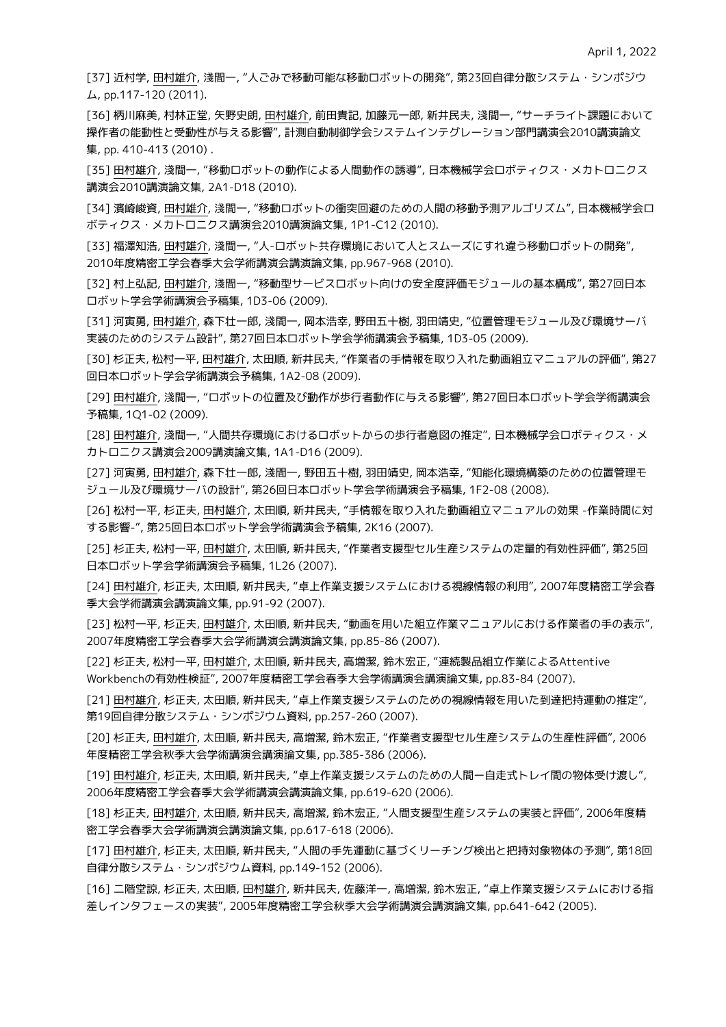[37] 近村学, 田村雄介, 浅間一, "人ごみで移動可能な移動ロボットの開発", 第23回自律分散システム・シンポジウム, pp.117-120 (2011).

[36] 柄川麻美, 村林正堂, 矢野史朗, 田村雄介, 前田貴記, 加藤元一郎, 新井民夫, 浅間一, "サーチライト課題において操作者の能動性と受動性が与える影響", 計測自動制御学会システムインテグレーション部門講演会2010講演論文集, pp. 410-413 (2010) .

[35] 田村雄介, 浅間一, "移動ロボットの動作による人間動作の誘導", 日本機械学会ロボティクス・メカトロニクス講演会2010講演論文集, 2A1-D18 (2010).

[34] 濱崎峻資, 田村雄介, 浅間一, "移動ロボットの衝突回避のための人間の移動予測アルゴリズム", 日本機械学会ロボティクス・メカトロニクス講演会2010講演論文集, 1P1-C12 (2010).

[33] 福澤知浩, 田村雄介, 浅間一, "人-ロボット共存環境において人とスムーズにすれ違う移動ロボットの開発", 2010年度精密工学会春季大会学術講演会講演論文集, pp.967-968 (2010).

[32] 村上弘記, 田村雄介, 浅間一, "移動型サービスロボット向けの安全度評価モジュールの基本構成", 第27回日本ロボット学会学術講演会予稿集, 1D3-06 (2009).

[31] 河寅勇, 田村雄介, 森下壮一郎, 浅間一, 岡本浩幸, 野田五十樹, 羽田靖史, "位置管理モジュール及び環境サーバ実装のためのシステム設計", 第27回日本ロボット学会学術講演会予稿集, 1D3-05 (2009).

[30] 杉正夫, 松村一平, 田村雄介, 太田順, 新井民夫, "作業者の手情報を取り入れた動画組立マニュアルの評価", 第27回日本ロボット学会学術講演会予稿集, 1A2-08 (2009).

[29] 田村雄介, 浅間一, "ロボットの位置及び動作が歩行者動作に与える影響", 第27回日本ロボット学会学術講演会予稿集, 1Q1-02 (2009).

[28] 田村雄介, 浅間一, "人間共存環境におけるロボットからの歩行者意図の推定", 日本機械学会ロボティクス・メカトロニクス講演会2009講演論文集, 1A1-D16 (2009).

[27] 河寅勇, 田村雄介, 森下壮一郎, 浅間一, 野田五十樹, 羽田靖史, 岡本浩幸, "知能化環境構築のための位置管理モジュール及び環境サーバの設計", 第26回日本ロボット学会学術講演会予稿集, 1F2-08 (2008).

[26] 松村一平, 杉正夫, 田村雄介, 太田順, 新井民夫, "手情報を取り入れた動画組立マニュアルの効果 -作業時間に対する影響-", 第25回日本ロボット学会学術講演会予稿集, 2K16 (2007).

[25] 杉正夫, 松村一平, 田村雄介, 太田順, 新井民夫, "作業者支援型セル生産システムの定量的有効性評価", 第25回日本ロボット学会学術講演会予稿集, 1L26 (2007).

[24] 田村雄介, 杉正夫, 太田順, 新井民夫, "卓上作業支援システムにおける視線情報の利用", 2007年度精密工学会春季大会学術講演会講演論文集, pp.91-92 (2007).

[23] 松村一平, 杉正夫, 田村雄介, 太田順, 新井民夫, "動画を用いた組立作業マニュアルにおける作業者の手の表示", 2007年度精密工学会春季大会学術講演会講演論文集, pp.85-86 (2007).

[22] 杉正夫, 松村一平, 田村雄介, 太田順, 新井民夫, 高増潔, 鈴木宏正, "連続製品組立作業によるAttentive Workbenchの有効性検証", 2007年度精密工学会春季大会学術講演会講演論文集, pp.83-84 (2007).

[21] 田村雄介, 杉正夫, 太田順, 新井民夫, "卓上作業支援システムのための視線情報を用いた到達把持運動の推定", 第19回自律分散システム・シンポジウム資料, pp.257-260 (2007).

[20] 杉正夫, 田村雄介, 太田順, 新井民夫, 高増潔, 鈴木宏正, "作業者支援型セル生産システムの生産性評価", 2006年度精密工学会秋季大会学術講演会講演論文集, pp.385-386 (2006).

[19] 田村雄介, 杉正夫, 太田順, 新井民夫, "卓上作業支援システムのための人間ー自走式トレイ間の物体受け渡し", 2006年度精密工学会春季大会学術講演会講演論文集, pp.619-620 (2006).

[18] 杉正夫, 田村雄介, 太田順, 新井民夫, 高増潔, 鈴木宏正, "人間支援型生産システムの実装と評価", 2006年度精密工学会春季大会学術講演会講演論文集, pp.617-618 (2006).

[17] 田村雄介, 杉正夫, 太田順, 新井民夫, "人間の手先運動に基づくリーチング検出と把持対象物体の予測", 第18回自律分散システム・シンポジウム資料, pp.149-152 (2006).

[16] 二階堂諒, 杉正夫, 太田順, 田村雄介, 新井民夫, 佐藤洋一, 高増潔, 鈴木宏正, "卓上作業支援システムにおける指差しインタフェースの実装", 2005年度精密工学会秋季大会学術講演会講演論文集, pp.641-642 (2005).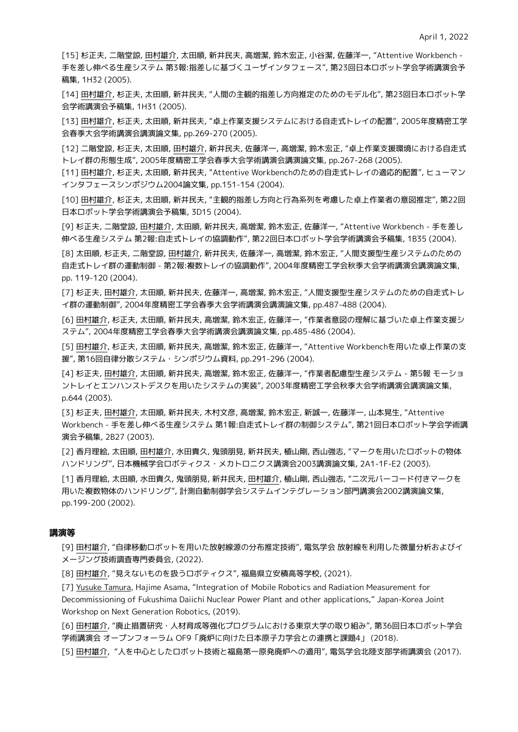[15] 杉正夫, 二階堂諒, 田村雄介, 太田順, 新井民夫, 高増潔, 鈴木宏正, 小谷潔, 佐藤洋一, "Attentive Workbench - 手を差し伸べる生産システム 第3報:指差しに基づくユーザインタフェース", 第23回日本ロボット学会学術講演会予稿集, 1H32 (2005).

[14] 田村雄介, 杉正夫, 太田順, 新井民夫, "人間の主観的指差し方向推定のためのモデル化", 第23回日本ロボット学会学術講演会予稿集, 1H31 (2005).

[13] 田村雄介, 杉正夫, 太田順, 新井民夫, "卓上作業支援システムにおける自走式トレイの配置", 2005年度精密工学会春季大会学術講演会講演論文集, pp.269-270 (2005).

[12] 二階堂諒, 杉正夫, 太田順, 田村雄介, 新井民夫, 佐藤洋一, 高増潔, 鈴木宏正, "卓上作業支援環境における自走式トレイ群の形態生成", 2005年度精密工学会春季大会学術講演会講演論文集, pp.267-268 (2005).

[11] 田村雄介, 杉正夫, 太田順, 新井民夫, "Attentive Workbenchのための自走式トレイの適応的配置", ヒューマンインタフェースシンポジウム2004論文集, pp.151-154 (2004).

[10] 田村雄介, 杉正夫, 太田順, 新井民夫, "主観的指差し方向と行為系列を考慮した卓上作業者の意図推定", 第22回日本ロボット学会学術講演会予稿集, 3D15 (2004).

[9] 杉正夫, 二階堂諒, 田村雄介, 太田順, 新井民夫, 高増潔, 鈴木宏正, 佐藤洋一, "Attentive Workbench - 手を差し伸べる生産システム 第2報:自走式トレイの協調動作", 第22回日本ロボット学会学術講演会予稿集, 1B35 (2004).

[8] 太田順, 杉正夫, 二階堂諒, 田村雄介, 新井民夫, 佐藤洋一, 高増潔, 鈴木宏正, "人間支援型生産システムのための自走式トレイ群の運動制御 - 第2報:複数トレイの協調動作", 2004年度精密工学会秋季大会学術講演会講演論文集, pp. 119-120 (2004).

[7] 杉正夫, 田村雄介, 太田順, 新井民夫, 佐藤洋一, 高増潔, 鈴木宏正, "人間支援型生産システムのための自走式トレイ群の運動制御", 2004年度精密工学会春季大会学術講演会講演論文集, pp.487-488 (2004).

[6] 田村雄介, 杉正夫, 太田順, 新井民夫, 高増潔, 鈴木宏正, 佐藤洋一, "作業者意図の理解に基づいた卓上作業支援システム", 2004年度精密工学会春季大会学術講演会講演論文集, pp.485-486 (2004).

[5] 田村雄介, 杉正夫, 太田順, 新井民夫, 高増潔, 鈴木宏正, 佐藤洋一, "Attentive Workbenchを用いた卓上作業の支援", 第16回自律分散システム・シンポジウム資料, pp.291-296 (2004).

[4] 杉正夫, 田村雄介, 太田順, 新井民夫, 高増潔, 鈴木宏正, 佐藤洋一, "作業者配慮型生産システム - 第5報 モーショントレイとエンハンストデスクを用いたシステムの実装", 2003年度精密工学会秋季大会学術講演会講演論文集, p.644 (2003).

[3] 杉正夫, 田村雄介, 太田順, 新井民夫, 木村文彦, 高増潔, 鈴木宏正, 新誠一, 佐藤洋一, 山本晃生, "Attentive Workbench - 手を差し伸べる生産システム 第1報:自走式トレイ群の制御システム", 第21回日本ロボット学会学術講演会予稿集, 2B27 (2003).

[2] 香月理絵, 太田順, 田村雄介, 水田貴久, 鬼頭朋見, 新井民夫, 植山剛, 西山強志, "マークを用いたロボットの物体ハンドリング", 日本機械学会ロボティクス・メカトロニクス講演会2003講演論文集, 2A1-1F-E2 (2003).

[1] 香月理絵, 太田順, 水田貴久, 鬼頭朋見, 新井民夫, 田村雄介, 植山剛, 西山強志, "二次元バーコード付きマークを用いた複数物体のハンドリング", 計測自動制御学会システムインテグレーション部門講演会2002講演論文集, pp.199-200 (2002).

## 講演等

[9] 田村雄介, "自律移動ロボットを用いた放射線源の分布推定技術", 電気学会 放射線を利用した微量分析およびイメージング技術調査専門委員会, (2022).

[8] 田村雄介, "見えないものを扱うロボティクス", 福島県立安積高等学校, (2021).

[7] Yusuke Tamura, Hajime Asama, "Integration of Mobile Robotics and Radiation Measurement for Decommissioning of Fukushima Daiichi Nuclear Power Plant and other applications," Japan-Korea Joint Workshop on Next Generation Robotics, (2019).

[6] 田村雄介, "廃止措置研究・人材育成等強化プログラムにおける東京大学の取り組み", 第36回日本ロボット学会学術講演会 オープンフォーラム OF9「廃炉に向けた日本原子力学会との連携と課題4」 (2018).

[5] 田村雄介, "人を中心としたロボット技術と福島第一原発廃炉への適用", 電気学会北陸支部学術講演会 (2017).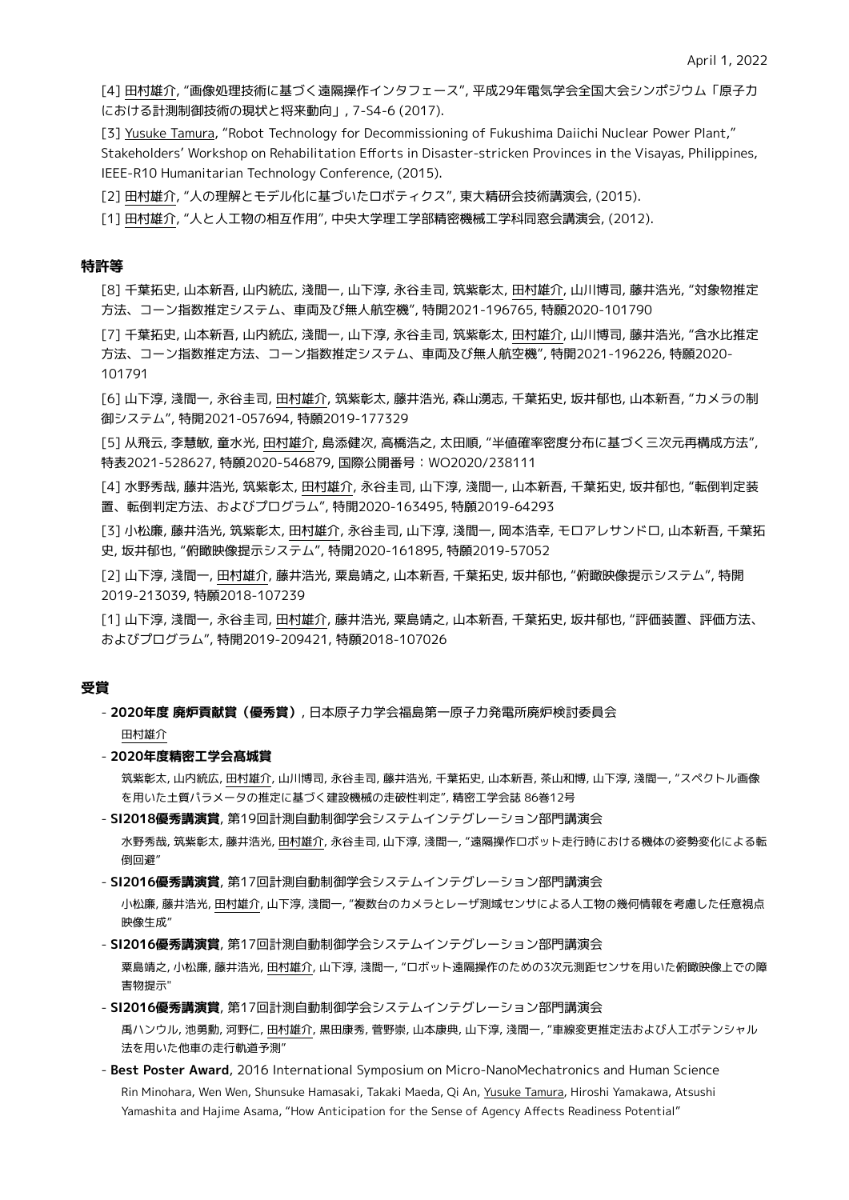[4] 田村雄介, "画像処理技術に基づく遠隔操作インタフェース", 平成29年電気学会全国大会シンポジウム「原子力における計測制御技術の現状と将来動向」, 7-S4-6 (2017).

[3] Yusuke Tamura, "Robot Technology for Decommissioning of Fukushima Daiichi Nuclear Power Plant," Stakeholders' Workshop on Rehabilitation Efforts in Disaster-stricken Provinces in the Visayas, Philippines, IEEE-R10 Humanitarian Technology Conference, (2015).

[2] 田村雄介, "人の理解とモデル化に基づいたロボティクス", 東大精研会技術講演会, (2015).

[1] 田村雄介, "人と人工物の相互作用", 中央大学理工学部精密機械工学科同窓会講演会, (2012).

## 特許等

[8] 千葉拓史, 山本新吾, 山内統広, 淺間一, 山下淳, 永谷圭司, 筑紫彰太, 田村雄介, 山川博司, 藤井浩光, "対象物推定方法、コーン指数推定システム、車両及び無人航空機", 特開2021-196765, 特願2020-101790

[7] 千葉拓史, 山本新吾, 山内統広, 淺間一, 山下淳, 永谷圭司, 筑紫彰太, 田村雄介, 山川博司, 藤井浩光, "含水比推定方法、コーン指数推定方法、コーン指数推定システム、車両及び無人航空機", 特開2021-196226, 特願2020-101791

[6] 山下淳, 淺間一, 永谷圭司, 田村雄介, 筑紫彰太, 藤井浩光, 森山湧志, 千葉拓史, 坂井郁也, 山本新吾, "カメラの制御システム", 特開2021-057694, 特願2019-177329

[5] 从飛云, 李慧敏, 童水光, 田村雄介, 島添健次, 高橋浩之, 太田順, "半値確率密度分布に基づく三次元再構成方法", 特表2021-528627, 特願2020-546879, 国際公開番号：WO2020/238111

[4] 水野秀哉, 藤井浩光, 筑紫彰太, 田村雄介, 永谷圭司, 山下淳, 淺間一, 山本新吾, 千葉拓史, 坂井郁也, "転倒判定装置、転倒判定方法、およびプログラム", 特開2020-163495, 特願2019-64293

[3] 小松廉, 藤井浩光, 筑紫彰太, 田村雄介, 永谷圭司, 山下淳, 淺間一, 岡本浩幸, モロアレサンドロ, 山本新吾, 千葉拓史, 坂井郁也, "俯瞰映像提示システム", 特開2020-161895, 特願2019-57052

[2] 山下淳, 淺間一, 田村雄介, 藤井浩光, 粟島靖之, 山本新吾, 千葉拓史, 坂井郁也, "俯瞰映像提示システム", 特開2019-213039, 特願2018-107239

[1] 山下淳, 淺間一, 永谷圭司, 田村雄介, 藤井浩光, 粟島靖之, 山本新吾, 千葉拓史, 坂井郁也, "評価装置、評価方法、およびプログラム", 特開2019-209421, 特願2018-107026

## 受賞

- **2020年度 廃炉貢献賞（優秀賞）**, 日本原子力学会福島第一原子力発電所廃炉検討委員会
  田村雄介
- **2020年度精密工学会髙城賞**
  筑紫彰太, 山内統広, 田村雄介, 山川博司, 永谷圭司, 藤井浩光, 千葉拓史, 山本新吾, 茶山和博, 山下淳, 淺間一, "スペクトル画像を用いた土質パラメータの推定に基づく建設機械の走破性判定", 精密工学会誌 86巻12号
- **SI2018優秀講演賞**, 第19回計測自動制御学会システムインテグレーション部門講演会
  水野秀哉, 筑紫彰太, 藤井浩光, 田村雄介, 永谷圭司, 山下淳, 淺間一, "遠隔操作ロボット走行時における機体の姿勢変化による転倒回避"
- **SI2016優秀講演賞**, 第17回計測自動制御学会システムインテグレーション部門講演会
  小松廉, 藤井浩光, 田村雄介, 山下淳, 淺間一, "複数台のカメラとレーザ測域センサによる人工物の幾何情報を考慮した任意視点映像生成"
- **SI2016優秀講演賞**, 第17回計測自動制御学会システムインテグレーション部門講演会
  粟島靖之, 小松廉, 藤井浩光, 田村雄介, 山下淳, 淺間一, "ロボット遠隔操作のための3次元測距センサを用いた俯瞰映像上での障害物提示"
- **SI2016優秀講演賞**, 第17回計測自動制御学会システムインテグレーション部門講演会
  禹ハンウル, 池勇勳, 河野仁, 田村雄介, 黒田康秀, 菅野崇, 山本康典, 山下淳, 淺間一, "車線変更推定法および人工ポテンシャル法を用いた他車の走行軌道予測"
- **Best Poster Award**, 2016 International Symposium on Micro-NanoMechatronics and Human Science
  Rin Minohara, Wen Wen, Shunsuke Hamasaki, Takaki Maeda, Qi An, Yusuke Tamura, Hiroshi Yamakawa, Atsushi Yamashita and Hajime Asama, "How Anticipation for the Sense of Agency Affects Readiness Potential"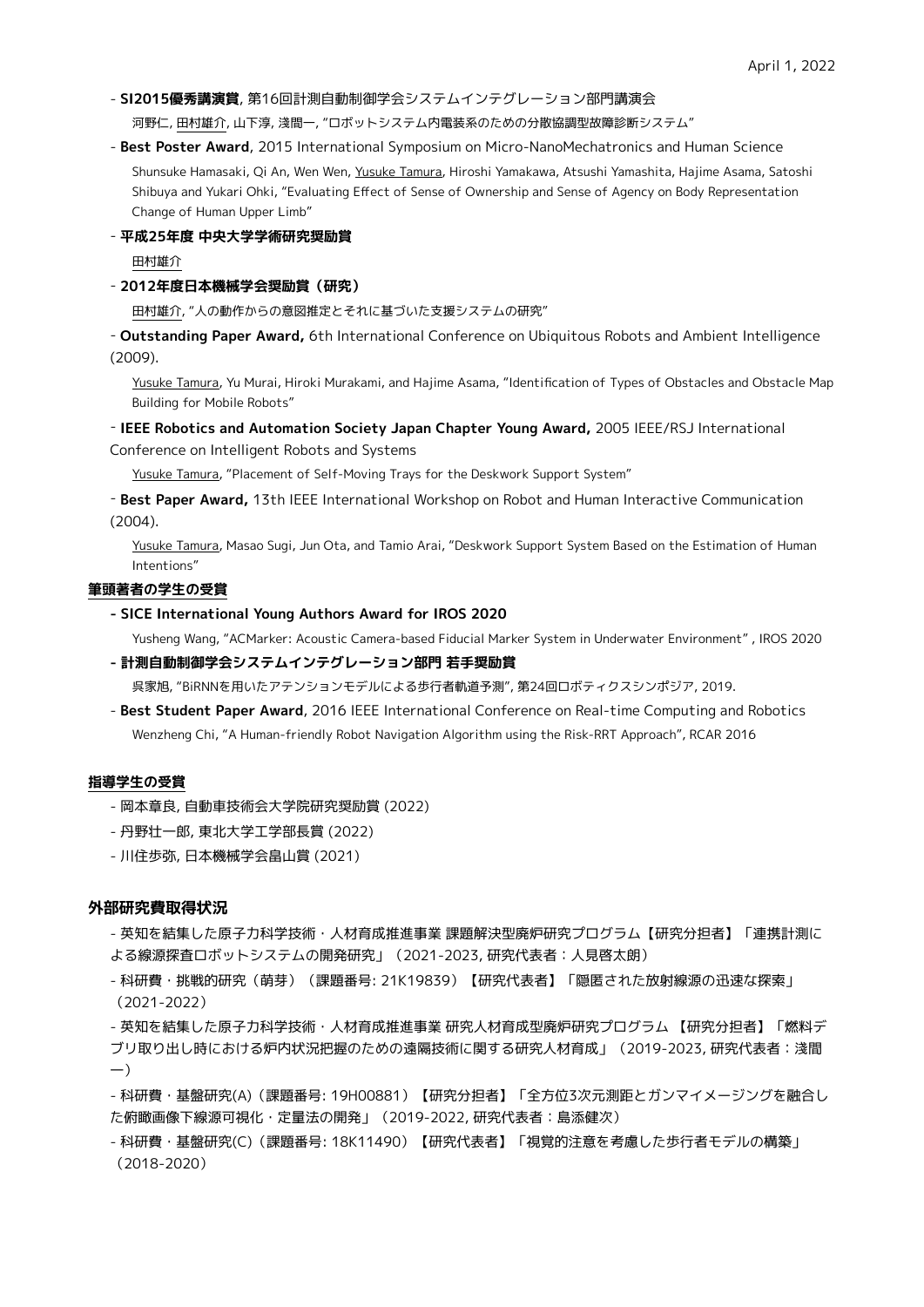- **SI2015優秀講演賞**, 第16回計測自動制御学会システムインテグレーション部門講演会

  河野仁, 田村雄介, 山下淳, 淺間一, "ロボットシステム内電装系のための分散協調型故障診断システム"

- **Best Poster Award**, 2015 International Symposium on Micro-NanoMechatronics and Human Science

  Shunsuke Hamasaki, Qi An, Wen Wen, Yusuke Tamura, Hiroshi Yamakawa, Atsushi Yamashita, Hajime Asama, Satoshi Shibuya and Yukari Ohki, "Evaluating Effect of Sense of Ownership and Sense of Agency on Body Representation Change of Human Upper Limb"

- **平成25年度 中央大学学術研究奨励賞**

  田村雄介

- **2012年度日本機械学会奨励賞（研究）**

  田村雄介, "人の動作からの意図推定とそれに基づいた支援システムの研究"

- **Outstanding Paper Award,** 6th International Conference on Ubiquitous Robots and Ambient Intelligence (2009).

  Yusuke Tamura, Yu Murai, Hiroki Murakami, and Hajime Asama, "Identification of Types of Obstacles and Obstacle Map Building for Mobile Robots"

- **IEEE Robotics and Automation Society Japan Chapter Young Award,** 2005 IEEE/RSJ International Conference on Intelligent Robots and Systems

  Yusuke Tamura, "Placement of Self-Moving Trays for the Deskwork Support System"

- **Best Paper Award,** 13th IEEE International Workshop on Robot and Human Interactive Communication (2004).

  Yusuke Tamura, Masao Sugi, Jun Ota, and Tamio Arai, "Deskwork Support System Based on the Estimation of Human Intentions"

**筆頭著者の学生の受賞**

- **SICE International Young Authors Award for IROS 2020**

  Yusheng Wang, "ACMarker: Acoustic Camera-based Fiducial Marker System in Underwater Environment" , IROS 2020

- **計測自動制御学会システムインテグレーション部門 若手奨励賞**

  呉家旭, "BiRNNを用いたアテンションモデルによる歩行者軌道予測", 第24回ロボティクスシンポジア, 2019.

- **Best Student Paper Award**, 2016 IEEE International Conference on Real-time Computing and Robotics

  Wenzheng Chi, "A Human-friendly Robot Navigation Algorithm using the Risk-RRT Approach", RCAR 2016

**指導学生の受賞**

- 岡本章良, 自動車技術会大学院研究奨励賞 (2022)
- 丹野壮一郎, 東北大学工学部長賞 (2022)
- 川住歩弥, 日本機械学会畠山賞 (2021)

**外部研究費取得状況**

- 英知を結集した原子力科学技術・人材育成推進事業 課題解決型廃炉研究プログラム【研究分担者】「連携計測による線源探査ロボットシステムの開発研究」（2021-2023, 研究代表者：人見啓太朗）
- 科研費・挑戦的研究（萌芽）（課題番号: 21K19839）【研究代表者】「隠匿された放射線源の迅速な探索」（2021-2022）
- 英知を結集した原子力科学技術・人材育成推進事業 研究人材育成型廃炉研究プログラム 【研究分担者】「燃料デブリ取り出し時における炉内状況把握のための遠隔技術に関する研究人材育成」（2019-2023, 研究代表者：淺間一）
- 科研費・基盤研究(A)（課題番号: 19H00881）【研究分担者】「全方位3次元測距とガンマイメージングを融合した俯瞰画像下線源可視化・定量法の開発」（2019-2022, 研究代表者：島添健次）
- 科研費・基盤研究(C)（課題番号: 18K11490）【研究代表者】「視覚的注意を考慮した歩行者モデルの構築」（2018-2020）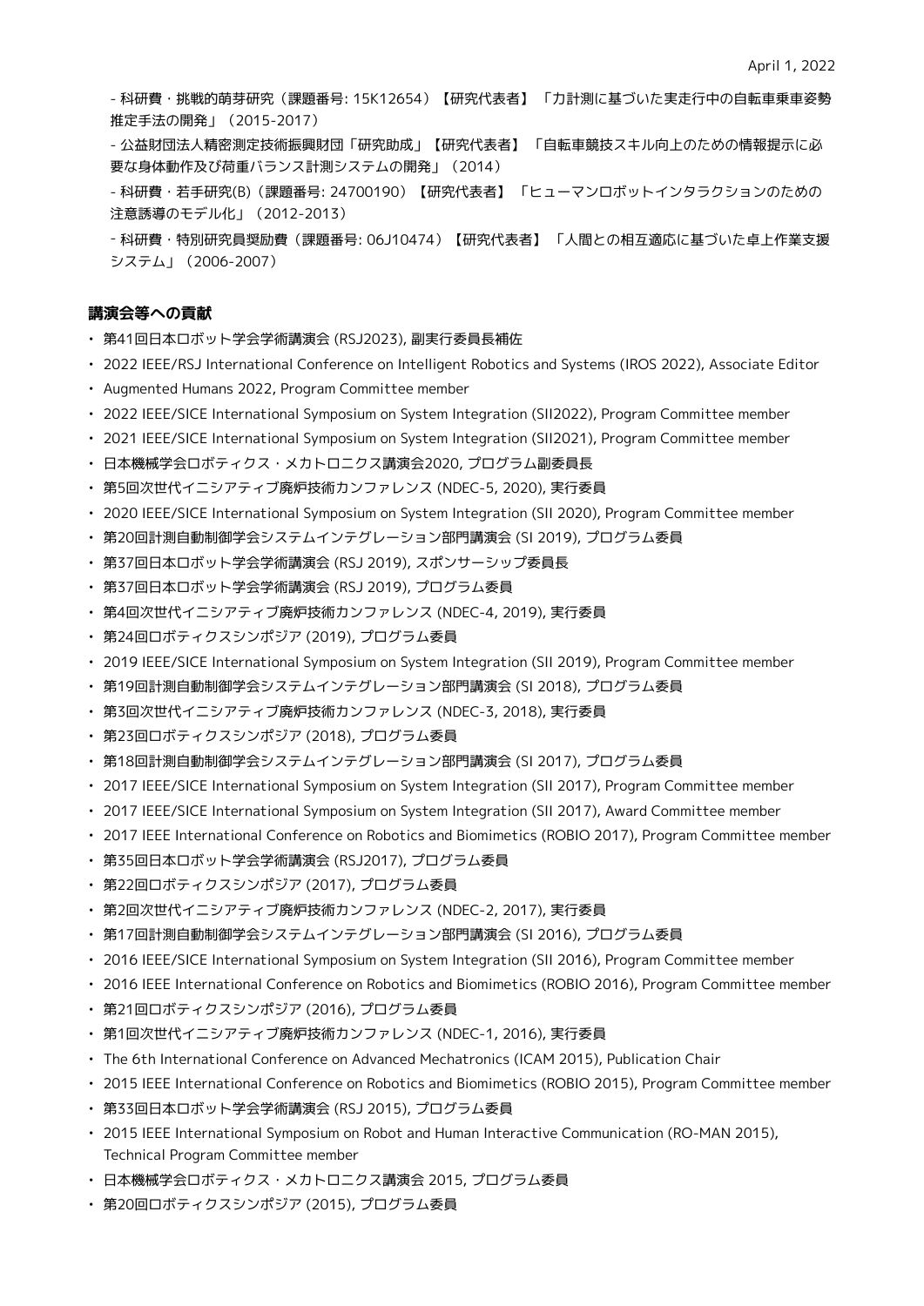- 科研費・挑戦的萌芽研究（課題番号: 15K12654）【研究代表者】「力計測に基づいた実走行中の自転車乗車姿勢推定手法の開発」（2015-2017）

- 公益財団法人精密測定技術振興財団「研究助成」【研究代表者】「自転車競技スキル向上のための情報提示に必要な身体動作及び荷重バランス計測システムの開発」（2014）

- 科研費・若手研究(B)（課題番号: 24700190）【研究代表者】「ヒューマンロボットインタラクションのための注意誘導のモデル化」（2012-2013）

- 科研費・特別研究員奨励費（課題番号: 06J10474）【研究代表者】「人間との相互適応に基づいた卓上作業支援システム」（2006-2007）

### 講演会等への貢献

- 第41回日本ロボット学会学術講演会 (RSJ2023), 副実行委員長補佐
- 2022 IEEE/RSJ International Conference on Intelligent Robotics and Systems (IROS 2022), Associate Editor
- Augmented Humans 2022, Program Committee member
- 2022 IEEE/SICE International Symposium on System Integration (SII2022), Program Committee member
- 2021 IEEE/SICE International Symposium on System Integration (SII2021), Program Committee member
- 日本機械学会ロボティクス・メカトロニクス講演会2020, プログラム副委員長
- 第5回次世代イニシアティブ廃炉技術カンファレンス (NDEC-5, 2020), 実行委員
- 2020 IEEE/SICE International Symposium on System Integration (SII 2020), Program Committee member
- 第20回計測自動制御学会システムインテグレーション部門講演会 (SI 2019), プログラム委員
- 第37回日本ロボット学会学術講演会 (RSJ 2019), スポンサーシップ委員長
- 第37回日本ロボット学会学術講演会 (RSJ 2019), プログラム委員
- 第4回次世代イニシアティブ廃炉技術カンファレンス (NDEC-4, 2019), 実行委員
- 第24回ロボティクスシンポジア (2019), プログラム委員
- 2019 IEEE/SICE International Symposium on System Integration (SII 2019), Program Committee member
- 第19回計測自動制御学会システムインテグレーション部門講演会 (SI 2018), プログラム委員
- 第3回次世代イニシアティブ廃炉技術カンファレンス (NDEC-3, 2018), 実行委員
- 第23回ロボティクスシンポジア (2018), プログラム委員
- 第18回計測自動制御学会システムインテグレーション部門講演会 (SI 2017), プログラム委員
- 2017 IEEE/SICE International Symposium on System Integration (SII 2017), Program Committee member
- 2017 IEEE/SICE International Symposium on System Integration (SII 2017), Award Committee member
- 2017 IEEE International Conference on Robotics and Biomimetics (ROBIO 2017), Program Committee member
- 第35回日本ロボット学会学術講演会 (RSJ2017), プログラム委員
- 第22回ロボティクスシンポジア (2017), プログラム委員
- 第2回次世代イニシアティブ廃炉技術カンファレンス (NDEC-2, 2017), 実行委員
- 第17回計測自動制御学会システムインテグレーション部門講演会 (SI 2016), プログラム委員
- 2016 IEEE/SICE International Symposium on System Integration (SII 2016), Program Committee member
- 2016 IEEE International Conference on Robotics and Biomimetics (ROBIO 2016), Program Committee member
- 第21回ロボティクスシンポジア (2016), プログラム委員
- 第1回次世代イニシアティブ廃炉技術カンファレンス (NDEC-1, 2016), 実行委員
- The 6th International Conference on Advanced Mechatronics (ICAM 2015), Publication Chair
- 2015 IEEE International Conference on Robotics and Biomimetics (ROBIO 2015), Program Committee member
- 第33回日本ロボット学会学術講演会 (RSJ 2015), プログラム委員
- 2015 IEEE International Symposium on Robot and Human Interactive Communication (RO-MAN 2015), Technical Program Committee member
- 日本機械学会ロボティクス・メカトロニクス講演会 2015, プログラム委員
- 第20回ロボティクスシンポジア (2015), プログラム委員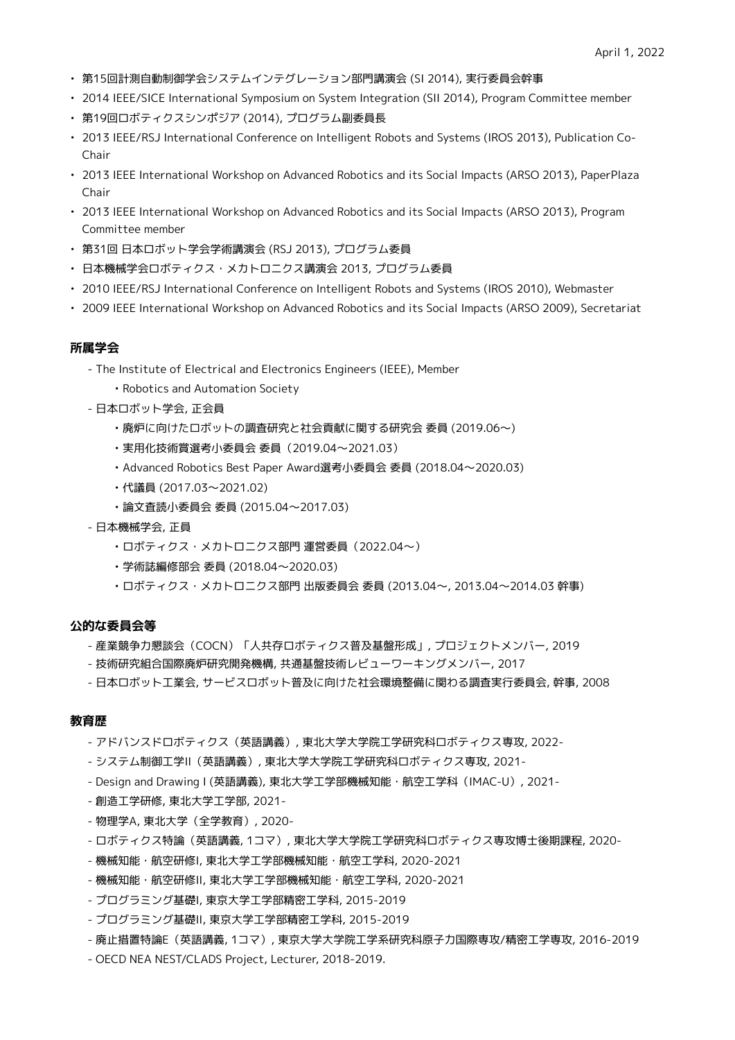- 第15回計測自動制御学会システムインテグレーション部門講演会 (SI 2014), 実行委員会幹事
- 2014 IEEE/SICE International Symposium on System Integration (SII 2014), Program Committee member
- 第19回ロボティクスシンポジア (2014), プログラム副委員長
- 2013 IEEE/RSJ International Conference on Intelligent Robots and Systems (IROS 2013), Publication Co-Chair
- 2013 IEEE International Workshop on Advanced Robotics and its Social Impacts (ARSO 2013), PaperPlaza Chair
- 2013 IEEE International Workshop on Advanced Robotics and its Social Impacts (ARSO 2013), Program Committee member
- 第31回 日本ロボット学会学術講演会 (RSJ 2013), プログラム委員
- 日本機械学会ロボティクス・メカトロニクス講演会 2013, プログラム委員
- 2010 IEEE/RSJ International Conference on Intelligent Robots and Systems (IROS 2010), Webmaster
- 2009 IEEE International Workshop on Advanced Robotics and its Social Impacts (ARSO 2009), Secretariat

### 所属学会

- The Institute of Electrical and Electronics Engineers (IEEE), Member
  - ・Robotics and Automation Society
- 日本ロボット学会, 正会員
  - ・廃炉に向けたロボットの調査研究と社会貢献に関する研究会 委員 (2019.06〜)
  - ・実用化技術賞選考小委員会 委員（2019.04〜2021.03）
  - ・Advanced Robotics Best Paper Award選考小委員会 委員 (2018.04〜2020.03)
  - ・代議員 (2017.03〜2021.02)
  - ・論文査読小委員会 委員 (2015.04〜2017.03)
- 日本機械学会, 正員
  - ・ロボティクス・メカトロニクス部門 運営委員（2022.04〜）
  - ・学術誌編修部会 委員 (2018.04〜2020.03)
  - ・ロボティクス・メカトロニクス部門 出版委員会 委員 (2013.04〜, 2013.04〜2014.03 幹事)

### 公的な委員会等

- 産業競争力懇談会（COCN）「人共存ロボティクス普及基盤形成」, プロジェクトメンバー, 2019
- 技術研究組合国際廃炉研究開発機構, 共通基盤技術レビューワーキングメンバー, 2017
- 日本ロボット工業会, サービスロボット普及に向けた社会環境整備に関わる調査実行委員会, 幹事, 2008

### 教育歴

- アドバンスドロボティクス（英語講義）, 東北大学大学院工学研究科ロボティクス専攻, 2022-
- システム制御工学II（英語講義）, 東北大学大学院工学研究科ロボティクス専攻, 2021-
- Design and Drawing I (英語講義), 東北大学工学部機械知能・航空工学科（IMAC-U）, 2021-
- 創造工学研修, 東北大学工学部, 2021-
- 物理学A, 東北大学（全学教育）, 2020-
- ロボティクス特論（英語講義, 1コマ）, 東北大学大学院工学研究科ロボティクス専攻博士後期課程, 2020-
- 機械知能・航空研修I, 東北大学工学部機械知能・航空工学科, 2020-2021
- 機械知能・航空研修II, 東北大学工学部機械知能・航空工学科, 2020-2021
- プログラミング基礎I, 東京大学工学部精密工学科, 2015-2019
- プログラミング基礎II, 東京大学工学部精密工学科, 2015-2019
- 廃止措置特論E（英語講義, 1コマ）, 東京大学大学院工学系研究科原子力国際専攻/精密工学専攻, 2016-2019
- OECD NEA NEST/CLADS Project, Lecturer, 2018-2019.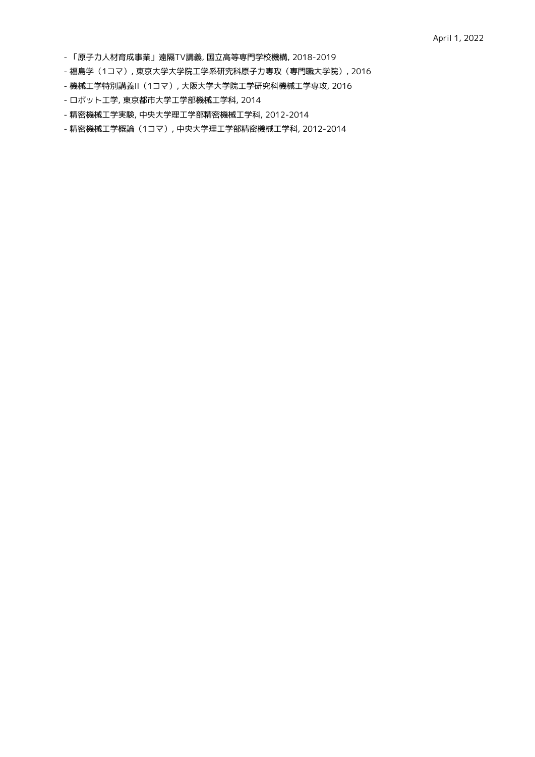- 「原子力人材育成事業」遠隔TV講義, 国立高等専門学校機構, 2018-2019
- 福島学（1コマ）, 東京大学大学院工学系研究科原子力専攻（専門職大学院）, 2016
- 機械工学特別講義II（1コマ）, 大阪大学大学院工学研究科機械工学専攻, 2016
- ロボット工学, 東京都市大学工学部機械工学科, 2014
- 精密機械工学実験, 中央大学理工学部精密機械工学科, 2012-2014
- 精密機械工学概論（1コマ）, 中央大学理工学部精密機械工学科, 2012-2014